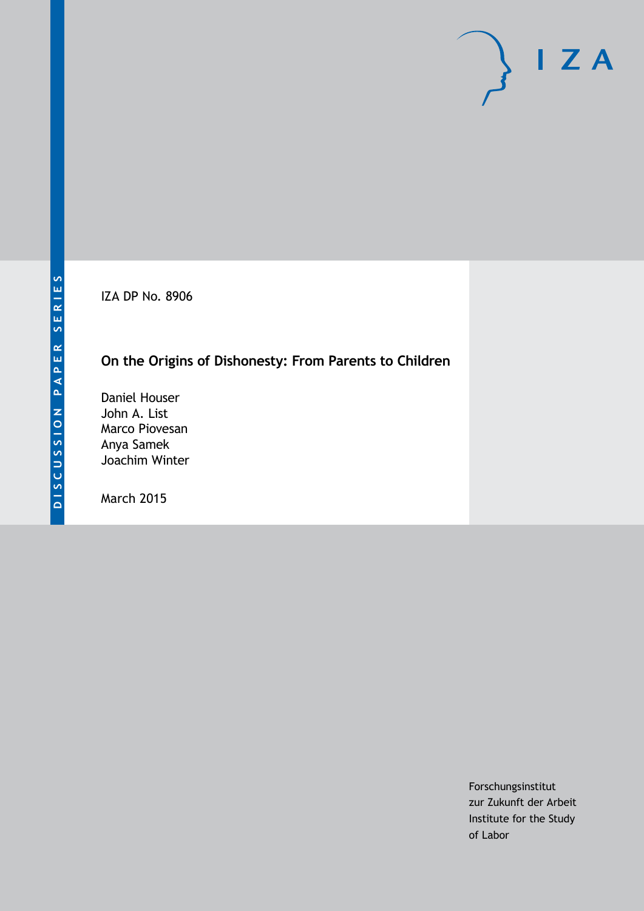IZA DP No. 8906

# On the Origins of Dishonesty: From Parents to Children

Daniel Houser
John A. List
Marco Piovesan
Anya Samek
Joachim Winter

March 2015

Forschungsinstitut
zur Zukunft der Arbeit
Institute for the Study
of Labor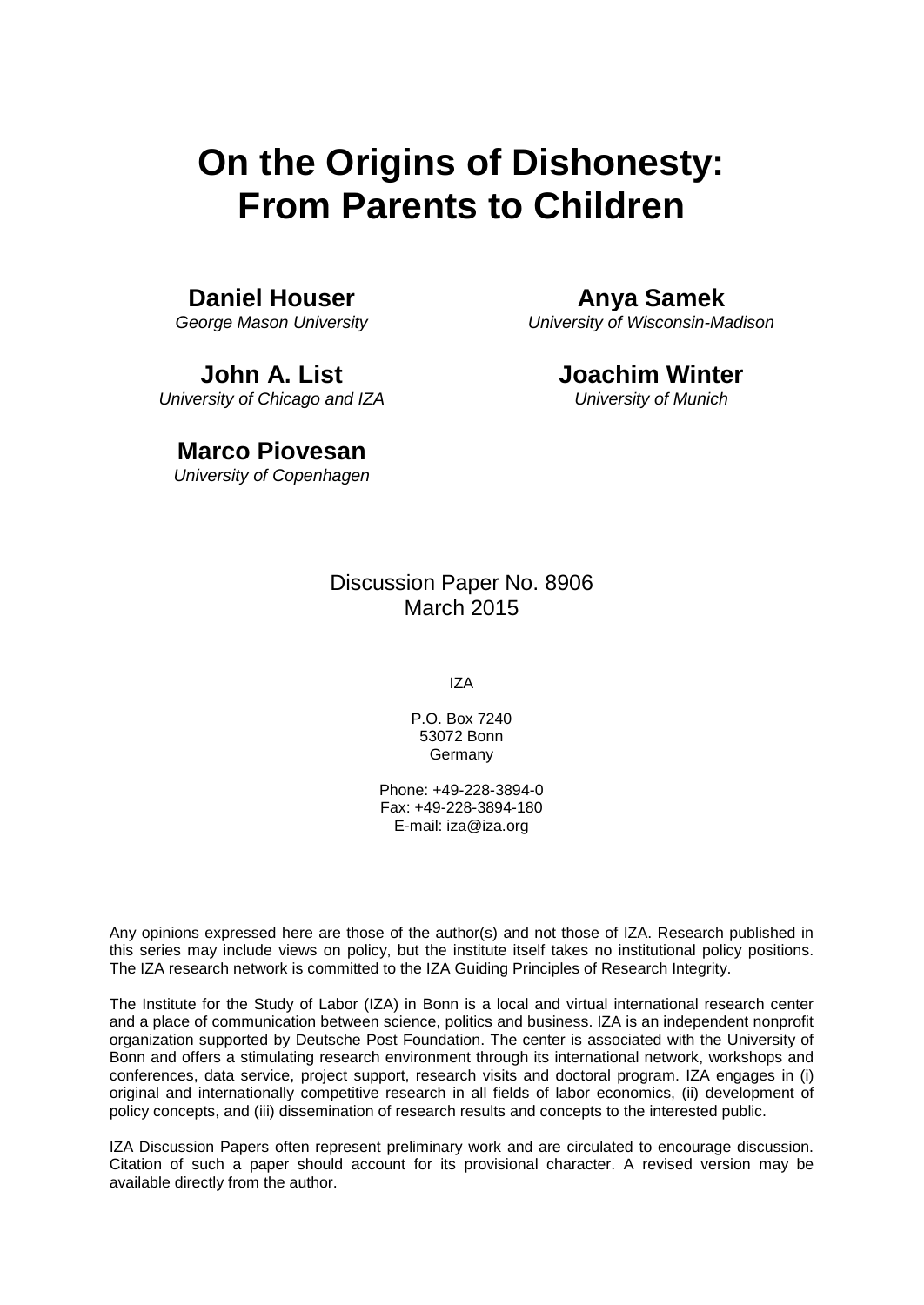# On the Origins of Dishonesty: From Parents to Children

**Daniel Houser**
*George Mason University*

**Anya Samek**
*University of Wisconsin-Madison*

**John A. List**
*University of Chicago and IZA*

**Joachim Winter**
*University of Munich*

**Marco Piovesan**
*University of Copenhagen*

Discussion Paper No. 8906
March 2015

IZA

P.O. Box 7240
53072 Bonn
Germany

Phone: +49-228-3894-0
Fax: +49-228-3894-180
E-mail: iza@iza.org

Any opinions expressed here are those of the author(s) and not those of IZA. Research published in this series may include views on policy, but the institute itself takes no institutional policy positions. The IZA research network is committed to the IZA Guiding Principles of Research Integrity.

The Institute for the Study of Labor (IZA) in Bonn is a local and virtual international research center and a place of communication between science, politics and business. IZA is an independent nonprofit organization supported by Deutsche Post Foundation. The center is associated with the University of Bonn and offers a stimulating research environment through its international network, workshops and conferences, data service, project support, research visits and doctoral program. IZA engages in (i) original and internationally competitive research in all fields of labor economics, (ii) development of policy concepts, and (iii) dissemination of research results and concepts to the interested public.

IZA Discussion Papers often represent preliminary work and are circulated to encourage discussion. Citation of such a paper should account for its provisional character. A revised version may be available directly from the author.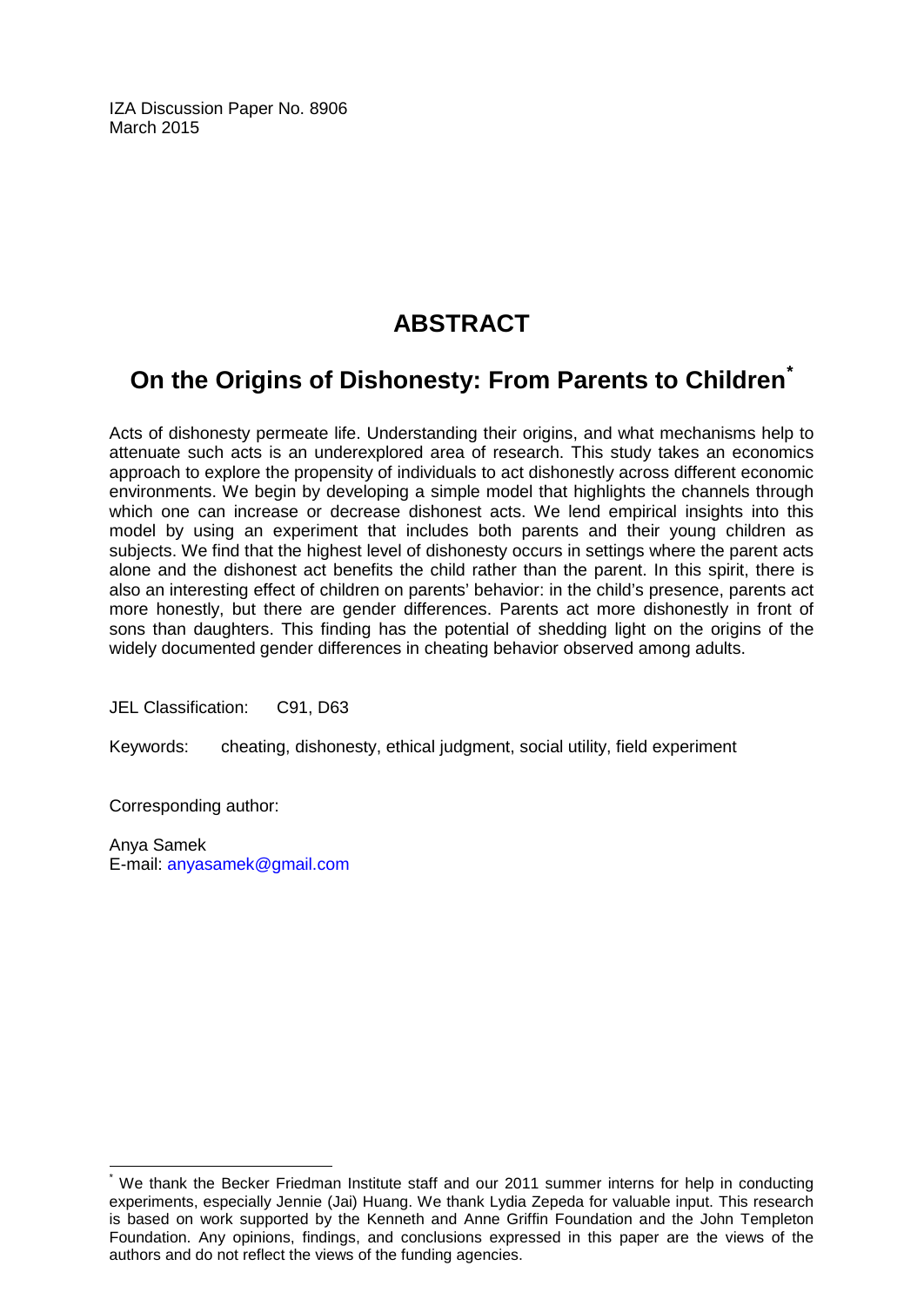IZA Discussion Paper No. 8906
March 2015

# ABSTRACT

## On the Origins of Dishonesty: From Parents to Children*

Acts of dishonesty permeate life. Understanding their origins, and what mechanisms help to attenuate such acts is an underexplored area of research. This study takes an economics approach to explore the propensity of individuals to act dishonestly across different economic environments. We begin by developing a simple model that highlights the channels through which one can increase or decrease dishonest acts. We lend empirical insights into this model by using an experiment that includes both parents and their young children as subjects. We find that the highest level of dishonesty occurs in settings where the parent acts alone and the dishonest act benefits the child rather than the parent. In this spirit, there is also an interesting effect of children on parents' behavior: in the child's presence, parents act more honestly, but there are gender differences. Parents act more dishonestly in front of sons than daughters. This finding has the potential of shedding light on the origins of the widely documented gender differences in cheating behavior observed among adults.

JEL Classification: C91, D63

Keywords: cheating, dishonesty, ethical judgment, social utility, field experiment

Corresponding author:

Anya Samek
E-mail: anyasamek@gmail.com

---

* We thank the Becker Friedman Institute staff and our 2011 summer interns for help in conducting experiments, especially Jennie (Jai) Huang. We thank Lydia Zepeda for valuable input. This research is based on work supported by the Kenneth and Anne Griffin Foundation and the John Templeton Foundation. Any opinions, findings, and conclusions expressed in this paper are the views of the authors and do not reflect the views of the funding agencies.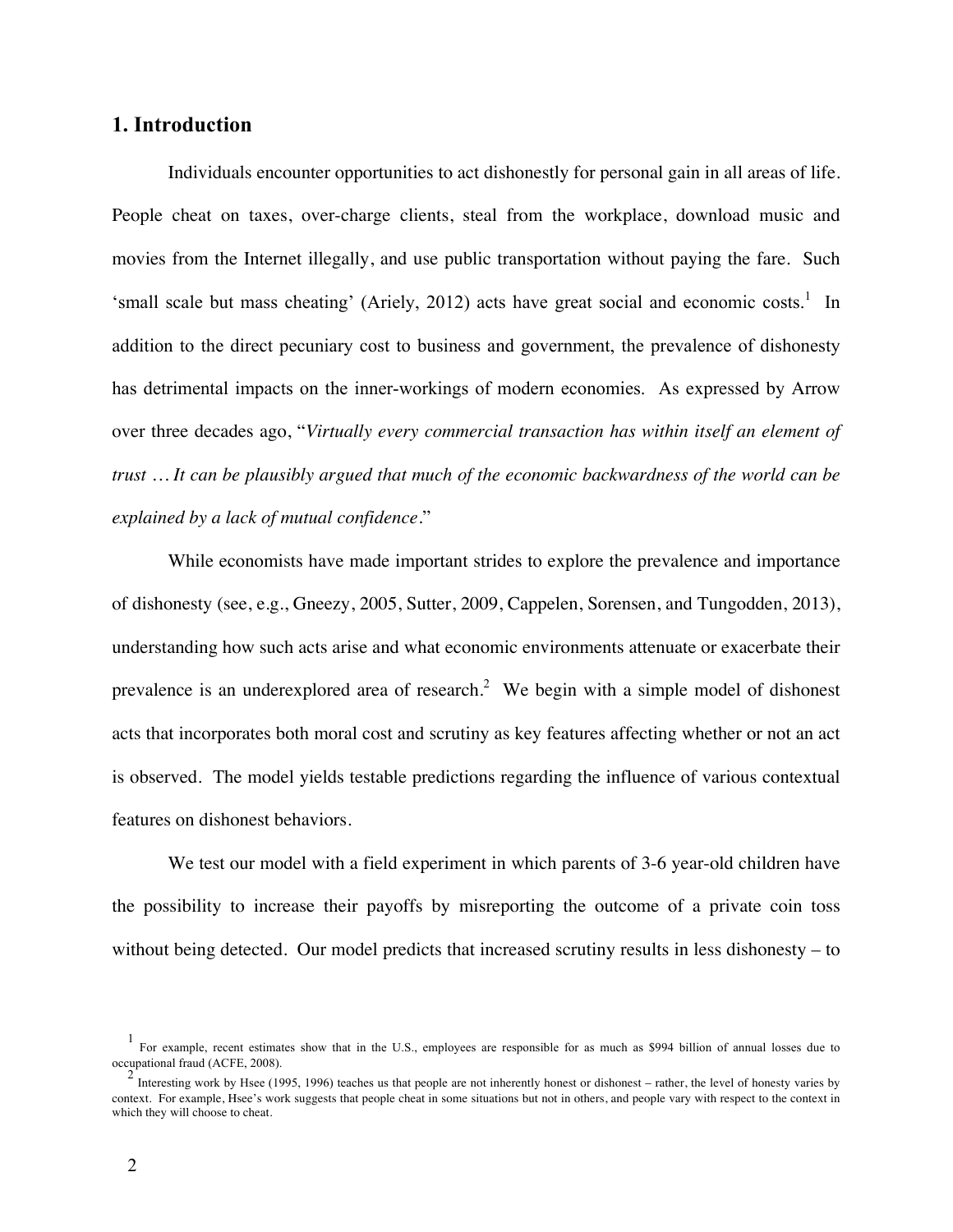## 1. Introduction

Individuals encounter opportunities to act dishonestly for personal gain in all areas of life. People cheat on taxes, over-charge clients, steal from the workplace, download music and movies from the Internet illegally, and use public transportation without paying the fare. Such 'small scale but mass cheating' (Ariely, 2012) acts have great social and economic costs.[1] In addition to the direct pecuniary cost to business and government, the prevalence of dishonesty has detrimental impacts on the inner-workings of modern economies. As expressed by Arrow over three decades ago, "*Virtually every commercial transaction has within itself an element of trust … It can be plausibly argued that much of the economic backwardness of the world can be explained by a lack of mutual confidence*."

While economists have made important strides to explore the prevalence and importance of dishonesty (see, e.g., Gneezy, 2005, Sutter, 2009, Cappelen, Sorensen, and Tungodden, 2013), understanding how such acts arise and what economic environments attenuate or exacerbate their prevalence is an underexplored area of research.[2] We begin with a simple model of dishonest acts that incorporates both moral cost and scrutiny as key features affecting whether or not an act is observed. The model yields testable predictions regarding the influence of various contextual features on dishonest behaviors.

We test our model with a field experiment in which parents of 3-6 year-old children have the possibility to increase their payoffs by misreporting the outcome of a private coin toss without being detected. Our model predicts that increased scrutiny results in less dishonesty – to

[1] For example, recent estimates show that in the U.S., employees are responsible for as much as $994 billion of annual losses due to occupational fraud (ACFE, 2008).

[2] Interesting work by Hsee (1995, 1996) teaches us that people are not inherently honest or dishonest – rather, the level of honesty varies by context. For example, Hsee's work suggests that people cheat in some situations but not in others, and people vary with respect to the context in which they will choose to cheat.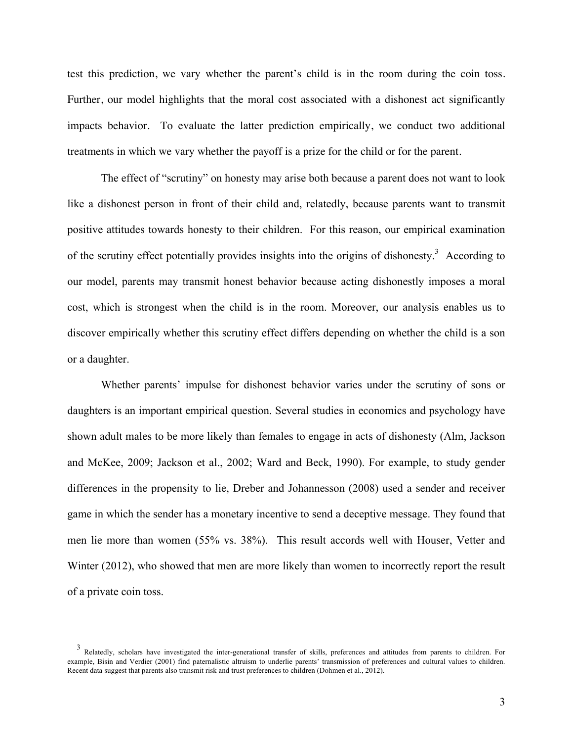test this prediction, we vary whether the parent's child is in the room during the coin toss. Further, our model highlights that the moral cost associated with a dishonest act significantly impacts behavior. To evaluate the latter prediction empirically, we conduct two additional treatments in which we vary whether the payoff is a prize for the child or for the parent.

The effect of "scrutiny" on honesty may arise both because a parent does not want to look like a dishonest person in front of their child and, relatedly, because parents want to transmit positive attitudes towards honesty to their children. For this reason, our empirical examination of the scrutiny effect potentially provides insights into the origins of dishonesty.[3] According to our model, parents may transmit honest behavior because acting dishonestly imposes a moral cost, which is strongest when the child is in the room. Moreover, our analysis enables us to discover empirically whether this scrutiny effect differs depending on whether the child is a son or a daughter.

Whether parents' impulse for dishonest behavior varies under the scrutiny of sons or daughters is an important empirical question. Several studies in economics and psychology have shown adult males to be more likely than females to engage in acts of dishonesty (Alm, Jackson and McKee, 2009; Jackson et al., 2002; Ward and Beck, 1990). For example, to study gender differences in the propensity to lie, Dreber and Johannesson (2008) used a sender and receiver game in which the sender has a monetary incentive to send a deceptive message. They found that men lie more than women (55% vs. 38%). This result accords well with Houser, Vetter and Winter (2012), who showed that men are more likely than women to incorrectly report the result of a private coin toss.

[3] Relatedly, scholars have investigated the inter-generational transfer of skills, preferences and attitudes from parents to children. For example, Bisin and Verdier (2001) find paternalistic altruism to underlie parents' transmission of preferences and cultural values to children. Recent data suggest that parents also transmit risk and trust preferences to children (Dohmen et al., 2012).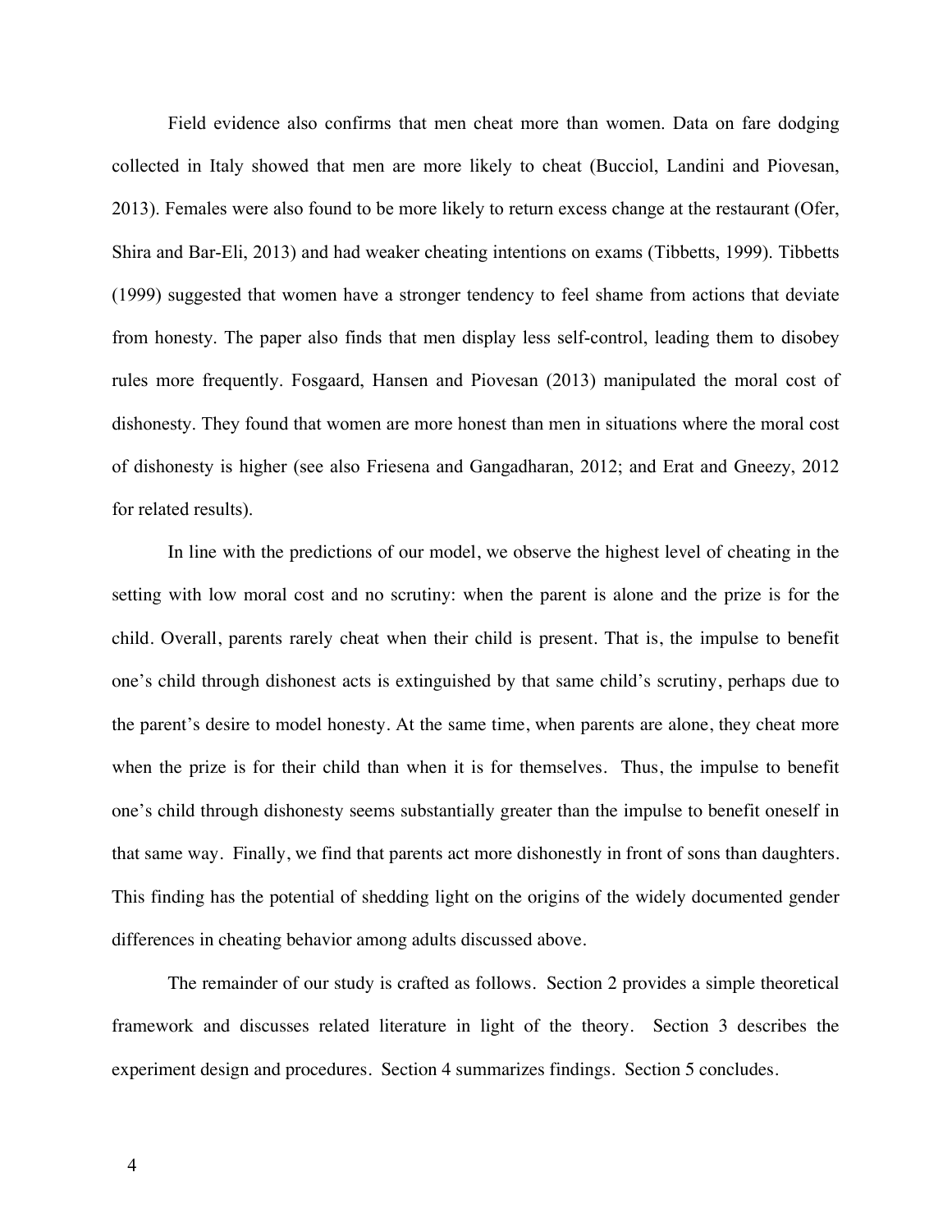Field evidence also confirms that men cheat more than women. Data on fare dodging collected in Italy showed that men are more likely to cheat (Bucciol, Landini and Piovesan, 2013). Females were also found to be more likely to return excess change at the restaurant (Ofer, Shira and Bar-Eli, 2013) and had weaker cheating intentions on exams (Tibbetts, 1999). Tibbetts (1999) suggested that women have a stronger tendency to feel shame from actions that deviate from honesty. The paper also finds that men display less self-control, leading them to disobey rules more frequently. Fosgaard, Hansen and Piovesan (2013) manipulated the moral cost of dishonesty. They found that women are more honest than men in situations where the moral cost of dishonesty is higher (see also Friesena and Gangadharan, 2012; and Erat and Gneezy, 2012 for related results).

In line with the predictions of our model, we observe the highest level of cheating in the setting with low moral cost and no scrutiny: when the parent is alone and the prize is for the child. Overall, parents rarely cheat when their child is present. That is, the impulse to benefit one's child through dishonest acts is extinguished by that same child's scrutiny, perhaps due to the parent's desire to model honesty. At the same time, when parents are alone, they cheat more when the prize is for their child than when it is for themselves. Thus, the impulse to benefit one's child through dishonesty seems substantially greater than the impulse to benefit oneself in that same way. Finally, we find that parents act more dishonestly in front of sons than daughters. This finding has the potential of shedding light on the origins of the widely documented gender differences in cheating behavior among adults discussed above.

The remainder of our study is crafted as follows. Section 2 provides a simple theoretical framework and discusses related literature in light of the theory. Section 3 describes the experiment design and procedures. Section 4 summarizes findings. Section 5 concludes.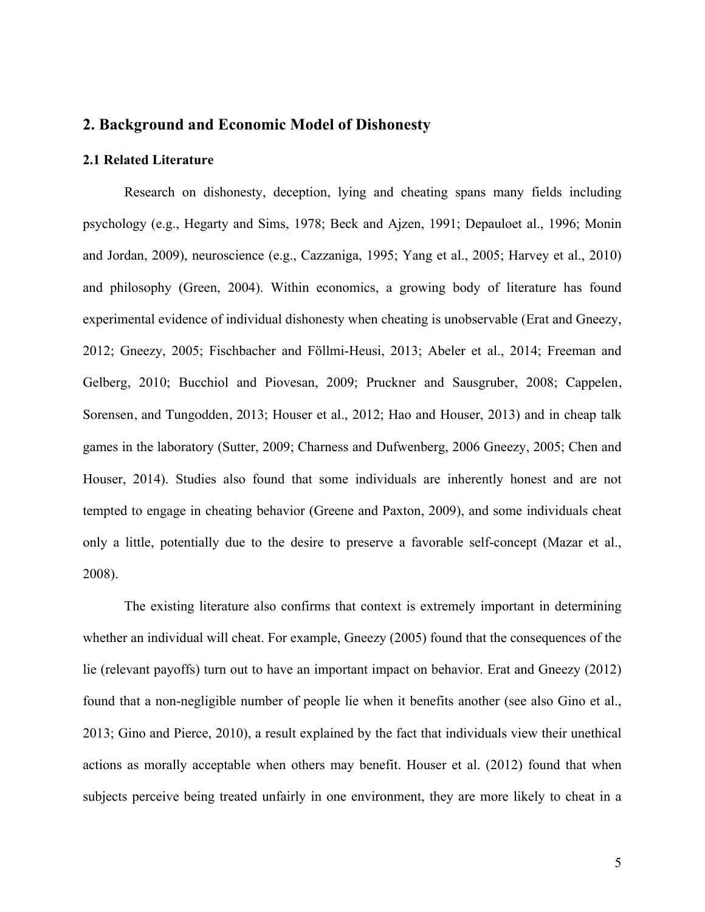## 2. Background and Economic Model of Dishonesty

### 2.1 Related Literature

Research on dishonesty, deception, lying and cheating spans many fields including psychology (e.g., Hegarty and Sims, 1978; Beck and Ajzen, 1991; Depauloet al., 1996; Monin and Jordan, 2009), neuroscience (e.g., Cazzaniga, 1995; Yang et al., 2005; Harvey et al., 2010) and philosophy (Green, 2004). Within economics, a growing body of literature has found experimental evidence of individual dishonesty when cheating is unobservable (Erat and Gneezy, 2012; Gneezy, 2005; Fischbacher and Föllmi-Heusi, 2013; Abeler et al., 2014; Freeman and Gelberg, 2010; Bucchiol and Piovesan, 2009; Pruckner and Sausgruber, 2008; Cappelen, Sorensen, and Tungodden, 2013; Houser et al., 2012; Hao and Houser, 2013) and in cheap talk games in the laboratory (Sutter, 2009; Charness and Dufwenberg, 2006 Gneezy, 2005; Chen and Houser, 2014). Studies also found that some individuals are inherently honest and are not tempted to engage in cheating behavior (Greene and Paxton, 2009), and some individuals cheat only a little, potentially due to the desire to preserve a favorable self-concept (Mazar et al., 2008).

The existing literature also confirms that context is extremely important in determining whether an individual will cheat. For example, Gneezy (2005) found that the consequences of the lie (relevant payoffs) turn out to have an important impact on behavior. Erat and Gneezy (2012) found that a non-negligible number of people lie when it benefits another (see also Gino et al., 2013; Gino and Pierce, 2010), a result explained by the fact that individuals view their unethical actions as morally acceptable when others may benefit. Houser et al. (2012) found that when subjects perceive being treated unfairly in one environment, they are more likely to cheat in a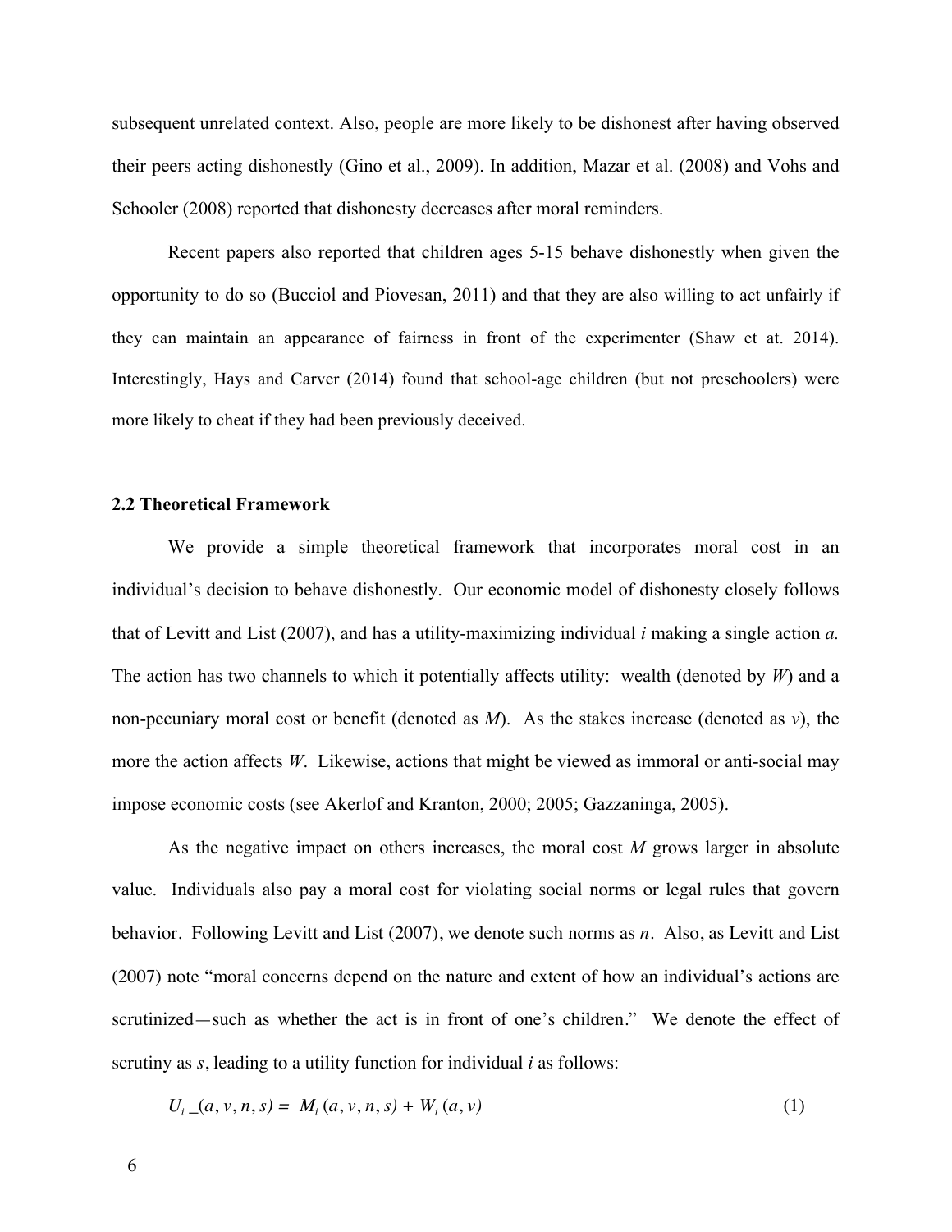subsequent unrelated context. Also, people are more likely to be dishonest after having observed their peers acting dishonestly (Gino et al., 2009). In addition, Mazar et al. (2008) and Vohs and Schooler (2008) reported that dishonesty decreases after moral reminders.

Recent papers also reported that children ages 5-15 behave dishonestly when given the opportunity to do so (Bucciol and Piovesan, 2011) and that they are also willing to act unfairly if they can maintain an appearance of fairness in front of the experimenter (Shaw et at. 2014). Interestingly, Hays and Carver (2014) found that school-age children (but not preschoolers) were more likely to cheat if they had been previously deceived.

### 2.2 Theoretical Framework

We provide a simple theoretical framework that incorporates moral cost in an individual's decision to behave dishonestly. Our economic model of dishonesty closely follows that of Levitt and List (2007), and has a utility-maximizing individual $i$ making a single action $a$. The action has two channels to which it potentially affects utility: wealth (denoted by $W$) and a non-pecuniary moral cost or benefit (denoted as $M$). As the stakes increase (denoted as $v$), the more the action affects $W$. Likewise, actions that might be viewed as immoral or anti-social may impose economic costs (see Akerlof and Kranton, 2000; 2005; Gazzaninga, 2005).

As the negative impact on others increases, the moral cost $M$ grows larger in absolute value. Individuals also pay a moral cost for violating social norms or legal rules that govern behavior. Following Levitt and List (2007), we denote such norms as $n$. Also, as Levitt and List (2007) note "moral concerns depend on the nature and extent of how an individual's actions are scrutinized—such as whether the act is in front of one's children." We denote the effect of scrutiny as $s$, leading to a utility function for individual $i$ as follows:

$$U_i\_(a, v, n, s) = M_i(a, v, n, s) + W_i(a, v) \tag{1}$$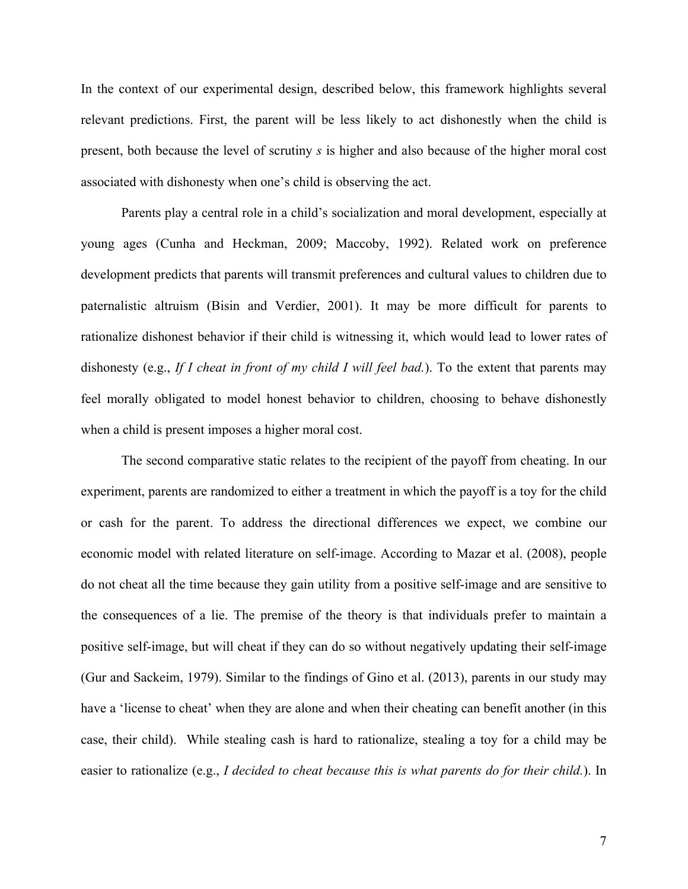In the context of our experimental design, described below, this framework highlights several relevant predictions. First, the parent will be less likely to act dishonestly when the child is present, both because the level of scrutiny $s$ is higher and also because of the higher moral cost associated with dishonesty when one's child is observing the act.

Parents play a central role in a child's socialization and moral development, especially at young ages (Cunha and Heckman, 2009; Maccoby, 1992). Related work on preference development predicts that parents will transmit preferences and cultural values to children due to paternalistic altruism (Bisin and Verdier, 2001). It may be more difficult for parents to rationalize dishonest behavior if their child is witnessing it, which would lead to lower rates of dishonesty (e.g., *If I cheat in front of my child I will feel bad.*). To the extent that parents may feel morally obligated to model honest behavior to children, choosing to behave dishonestly when a child is present imposes a higher moral cost.

The second comparative static relates to the recipient of the payoff from cheating. In our experiment, parents are randomized to either a treatment in which the payoff is a toy for the child or cash for the parent. To address the directional differences we expect, we combine our economic model with related literature on self-image. According to Mazar et al. (2008), people do not cheat all the time because they gain utility from a positive self-image and are sensitive to the consequences of a lie. The premise of the theory is that individuals prefer to maintain a positive self-image, but will cheat if they can do so without negatively updating their self-image (Gur and Sackeim, 1979). Similar to the findings of Gino et al. (2013), parents in our study may have a 'license to cheat' when they are alone and when their cheating can benefit another (in this case, their child). While stealing cash is hard to rationalize, stealing a toy for a child may be easier to rationalize (e.g., *I decided to cheat because this is what parents do for their child.*). In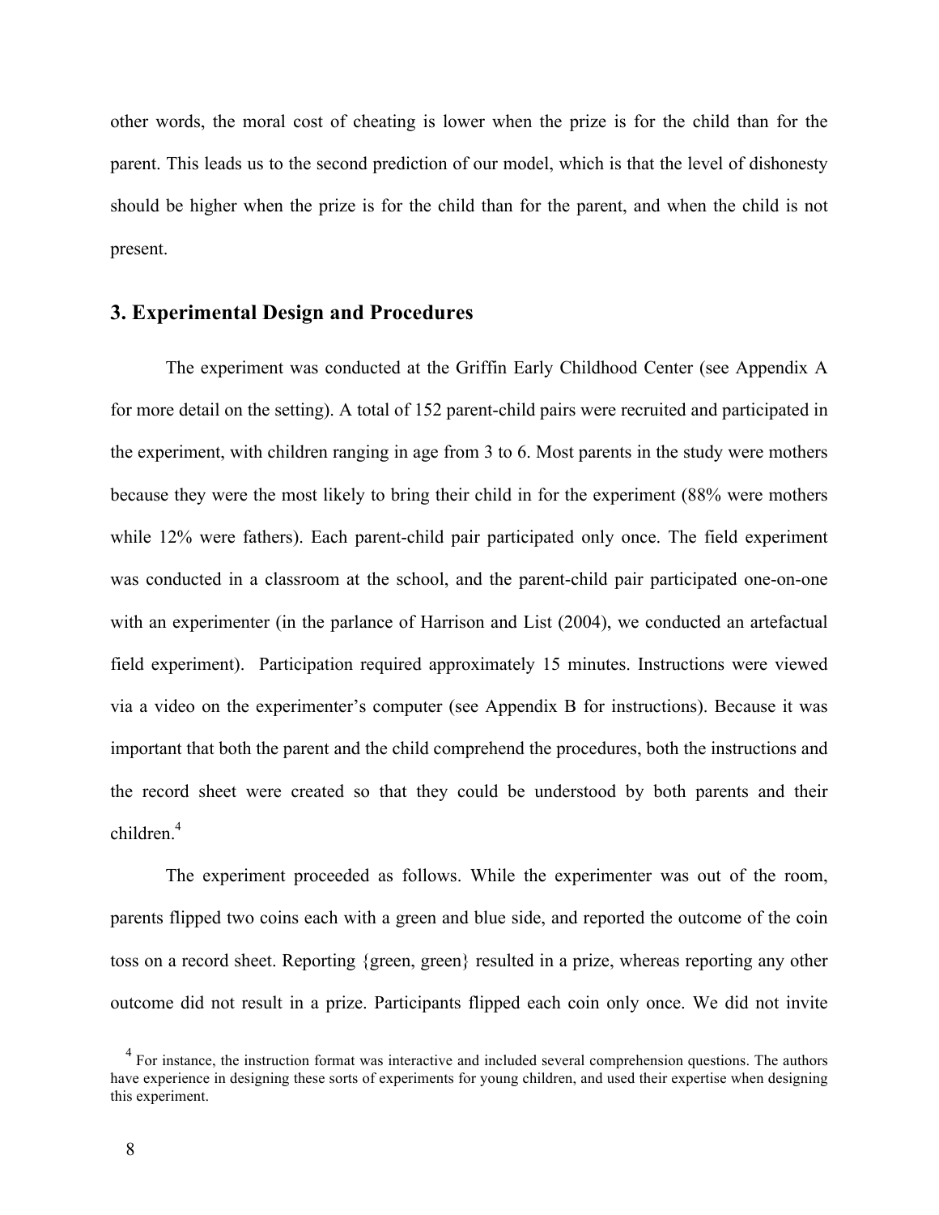other words, the moral cost of cheating is lower when the prize is for the child than for the parent. This leads us to the second prediction of our model, which is that the level of dishonesty should be higher when the prize is for the child than for the parent, and when the child is not present.

## 3. Experimental Design and Procedures

The experiment was conducted at the Griffin Early Childhood Center (see Appendix A for more detail on the setting). A total of 152 parent-child pairs were recruited and participated in the experiment, with children ranging in age from 3 to 6. Most parents in the study were mothers because they were the most likely to bring their child in for the experiment (88% were mothers while 12% were fathers). Each parent-child pair participated only once. The field experiment was conducted in a classroom at the school, and the parent-child pair participated one-on-one with an experimenter (in the parlance of Harrison and List (2004), we conducted an artefactual field experiment). Participation required approximately 15 minutes. Instructions were viewed via a video on the experimenter's computer (see Appendix B for instructions). Because it was important that both the parent and the child comprehend the procedures, both the instructions and the record sheet were created so that they could be understood by both parents and their children.[4]

The experiment proceeded as follows. While the experimenter was out of the room, parents flipped two coins each with a green and blue side, and reported the outcome of the coin toss on a record sheet. Reporting {green, green} resulted in a prize, whereas reporting any other outcome did not result in a prize. Participants flipped each coin only once. We did not invite

[4] For instance, the instruction format was interactive and included several comprehension questions. The authors have experience in designing these sorts of experiments for young children, and used their expertise when designing this experiment.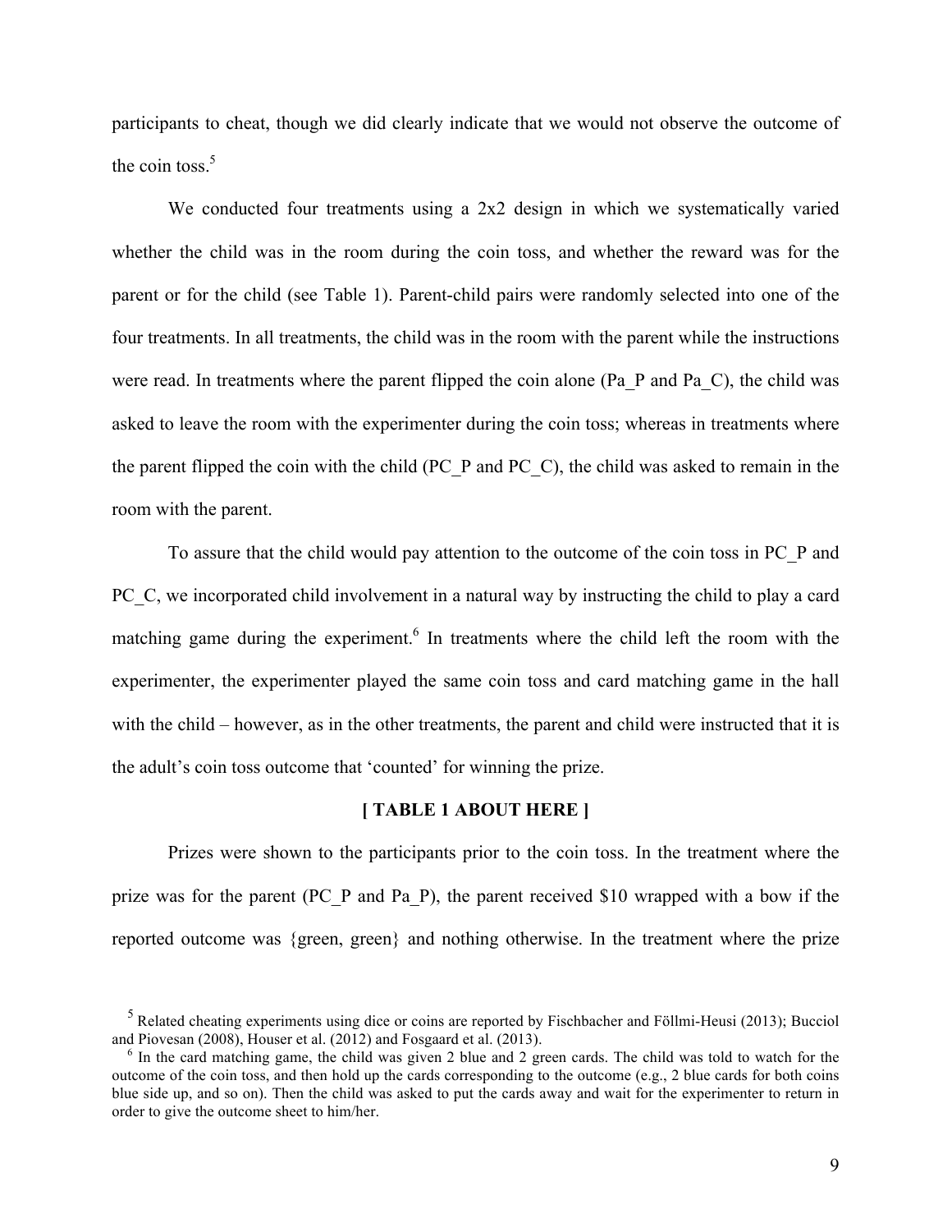participants to cheat, though we did clearly indicate that we would not observe the outcome of the coin toss.[5]

We conducted four treatments using a 2x2 design in which we systematically varied whether the child was in the room during the coin toss, and whether the reward was for the parent or for the child (see Table 1). Parent-child pairs were randomly selected into one of the four treatments. In all treatments, the child was in the room with the parent while the instructions were read. In treatments where the parent flipped the coin alone (Pa_P and Pa_C), the child was asked to leave the room with the experimenter during the coin toss; whereas in treatments where the parent flipped the coin with the child (PC_P and PC_C), the child was asked to remain in the room with the parent.

To assure that the child would pay attention to the outcome of the coin toss in PC_P and PC_C, we incorporated child involvement in a natural way by instructing the child to play a card matching game during the experiment.[6] In treatments where the child left the room with the experimenter, the experimenter played the same coin toss and card matching game in the hall with the child – however, as in the other treatments, the parent and child were instructed that it is the adult's coin toss outcome that 'counted' for winning the prize.

**[ TABLE 1 ABOUT HERE ]**

Prizes were shown to the participants prior to the coin toss. In the treatment where the prize was for the parent (PC_P and Pa_P), the parent received $10 wrapped with a bow if the reported outcome was {green, green} and nothing otherwise. In the treatment where the prize

[5] Related cheating experiments using dice or coins are reported by Fischbacher and Föllmi-Heusi (2013); Bucciol and Piovesan (2008), Houser et al. (2012) and Fosgaard et al. (2013).

[6] In the card matching game, the child was given 2 blue and 2 green cards. The child was told to watch for the outcome of the coin toss, and then hold up the cards corresponding to the outcome (e.g., 2 blue cards for both coins blue side up, and so on). Then the child was asked to put the cards away and wait for the experimenter to return in order to give the outcome sheet to him/her.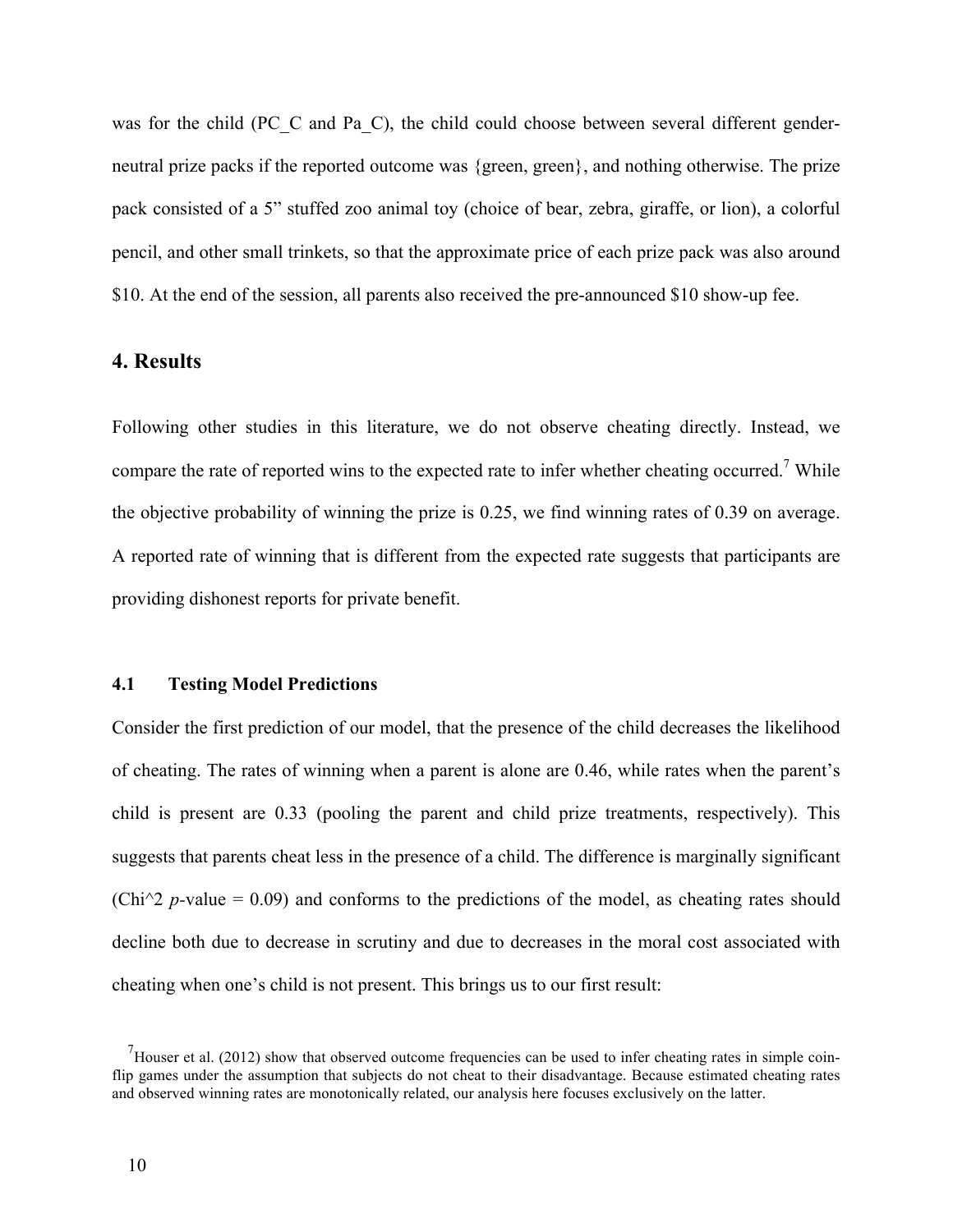was for the child (PC_C and Pa_C), the child could choose between several different gender-neutral prize packs if the reported outcome was {green, green}, and nothing otherwise. The prize pack consisted of a 5" stuffed zoo animal toy (choice of bear, zebra, giraffe, or lion), a colorful pencil, and other small trinkets, so that the approximate price of each prize pack was also around $10. At the end of the session, all parents also received the pre-announced $10 show-up fee.

## 4. Results

Following other studies in this literature, we do not observe cheating directly. Instead, we compare the rate of reported wins to the expected rate to infer whether cheating occurred.[7] While the objective probability of winning the prize is 0.25, we find winning rates of 0.39 on average. A reported rate of winning that is different from the expected rate suggests that participants are providing dishonest reports for private benefit.

### 4.1 Testing Model Predictions

Consider the first prediction of our model, that the presence of the child decreases the likelihood of cheating. The rates of winning when a parent is alone are 0.46, while rates when the parent's child is present are 0.33 (pooling the parent and child prize treatments, respectively). This suggests that parents cheat less in the presence of a child. The difference is marginally significant (Chi^2 *p*-value = 0.09) and conforms to the predictions of the model, as cheating rates should decline both due to decrease in scrutiny and due to decreases in the moral cost associated with cheating when one's child is not present. This brings us to our first result:

[7] Houser et al. (2012) show that observed outcome frequencies can be used to infer cheating rates in simple coin-flip games under the assumption that subjects do not cheat to their disadvantage. Because estimated cheating rates and observed winning rates are monotonically related, our analysis here focuses exclusively on the latter.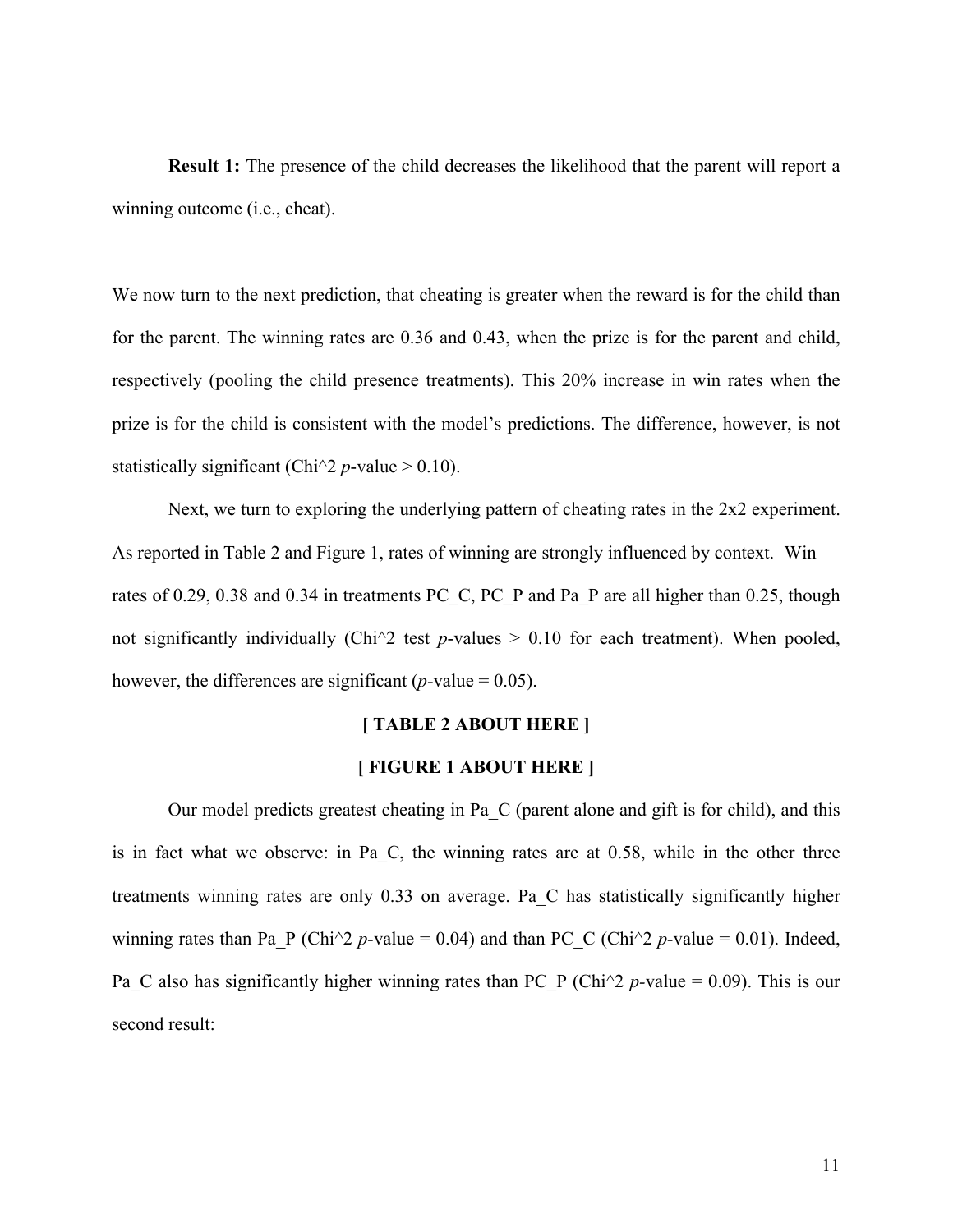**Result 1:** The presence of the child decreases the likelihood that the parent will report a winning outcome (i.e., cheat).

We now turn to the next prediction, that cheating is greater when the reward is for the child than for the parent. The winning rates are 0.36 and 0.43, when the prize is for the parent and child, respectively (pooling the child presence treatments). This 20% increase in win rates when the prize is for the child is consistent with the model's predictions. The difference, however, is not statistically significant (Chi^2 *p*-value > 0.10).

Next, we turn to exploring the underlying pattern of cheating rates in the 2x2 experiment. As reported in Table 2 and Figure 1, rates of winning are strongly influenced by context. Win rates of 0.29, 0.38 and 0.34 in treatments PC_C, PC_P and Pa_P are all higher than 0.25, though not significantly individually (Chi^2 test *p*-values > 0.10 for each treatment). When pooled, however, the differences are significant (*p*-value = 0.05).

**[ TABLE 2 ABOUT HERE ]**

**[ FIGURE 1 ABOUT HERE ]**

Our model predicts greatest cheating in Pa_C (parent alone and gift is for child), and this is in fact what we observe: in Pa_C, the winning rates are at 0.58, while in the other three treatments winning rates are only 0.33 on average. Pa_C has statistically significantly higher winning rates than Pa_P (Chi^2 *p*-value = 0.04) and than PC_C (Chi^2 *p*-value = 0.01). Indeed, Pa_C also has significantly higher winning rates than PC_P (Chi^2 *p*-value = 0.09). This is our second result: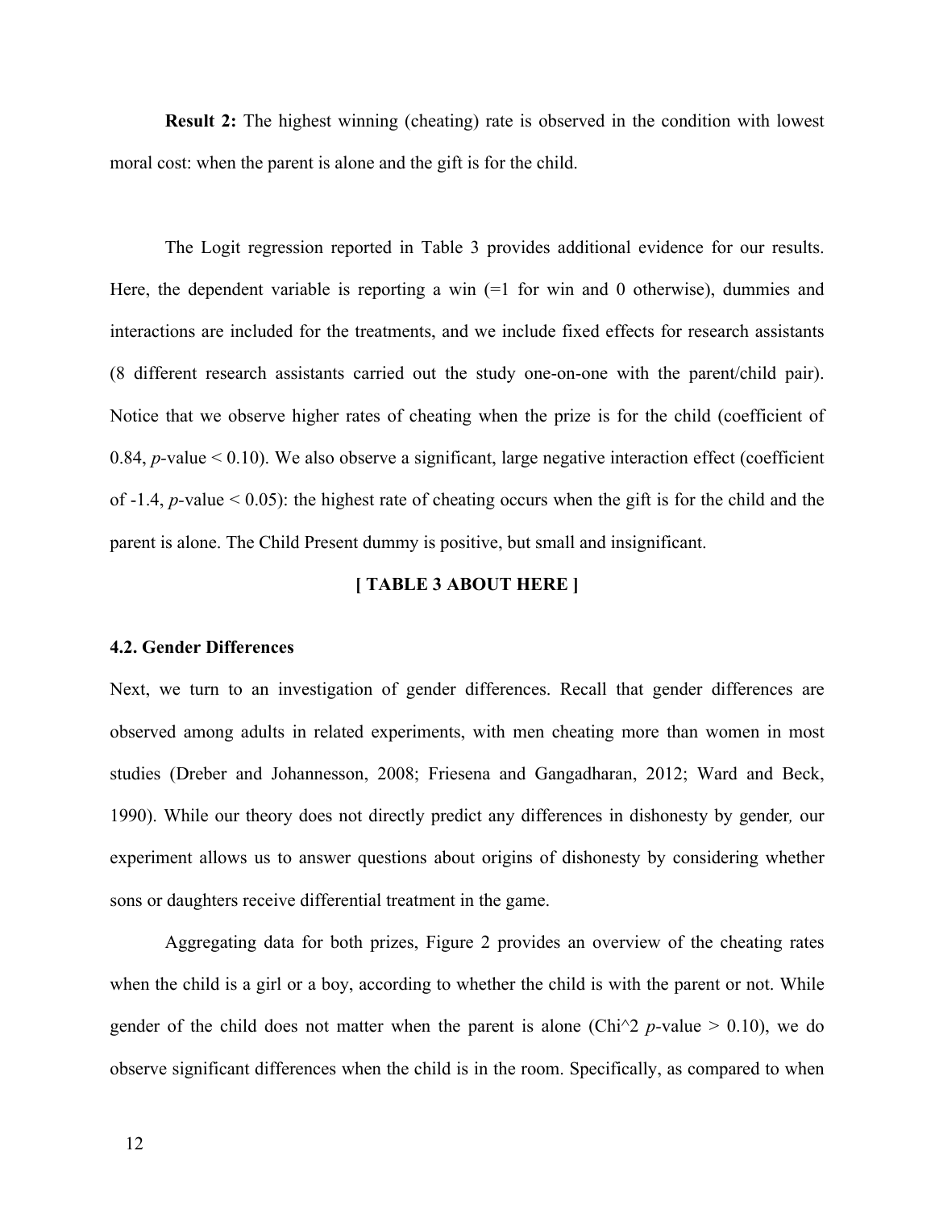**Result 2:** The highest winning (cheating) rate is observed in the condition with lowest moral cost: when the parent is alone and the gift is for the child.

The Logit regression reported in Table 3 provides additional evidence for our results. Here, the dependent variable is reporting a win (=1 for win and 0 otherwise), dummies and interactions are included for the treatments, and we include fixed effects for research assistants (8 different research assistants carried out the study one-on-one with the parent/child pair). Notice that we observe higher rates of cheating when the prize is for the child (coefficient of 0.84, $p$-value < 0.10). We also observe a significant, large negative interaction effect (coefficient of -1.4, $p$-value < 0.05): the highest rate of cheating occurs when the gift is for the child and the parent is alone. The Child Present dummy is positive, but small and insignificant.

**[ TABLE 3 ABOUT HERE ]**

### 4.2. Gender Differences

Next, we turn to an investigation of gender differences. Recall that gender differences are observed among adults in related experiments, with men cheating more than women in most studies (Dreber and Johannesson, 2008; Friesena and Gangadharan, 2012; Ward and Beck, 1990). While our theory does not directly predict any differences in dishonesty by gender*,* our experiment allows us to answer questions about origins of dishonesty by considering whether sons or daughters receive differential treatment in the game.

Aggregating data for both prizes, Figure 2 provides an overview of the cheating rates when the child is a girl or a boy, according to whether the child is with the parent or not. While gender of the child does not matter when the parent is alone (Chi^2 $p$-value > 0.10), we do observe significant differences when the child is in the room. Specifically, as compared to when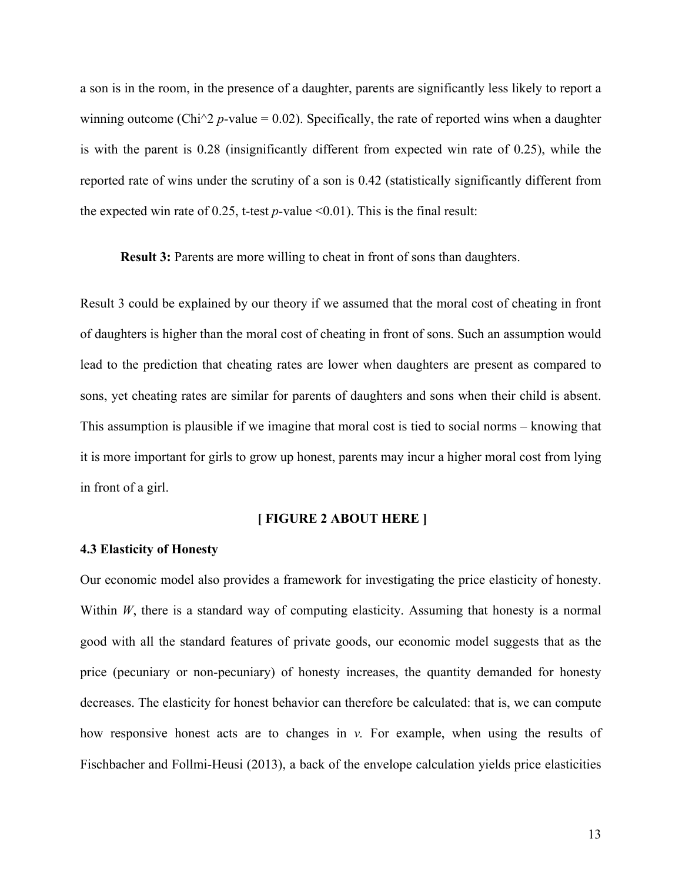a son is in the room, in the presence of a daughter, parents are significantly less likely to report a winning outcome (Chi^2 *p*-value = 0.02). Specifically, the rate of reported wins when a daughter is with the parent is 0.28 (insignificantly different from expected win rate of 0.25), while the reported rate of wins under the scrutiny of a son is 0.42 (statistically significantly different from the expected win rate of 0.25, t-test *p*-value <0.01). This is the final result:

**Result 3:** Parents are more willing to cheat in front of sons than daughters.

Result 3 could be explained by our theory if we assumed that the moral cost of cheating in front of daughters is higher than the moral cost of cheating in front of sons. Such an assumption would lead to the prediction that cheating rates are lower when daughters are present as compared to sons, yet cheating rates are similar for parents of daughters and sons when their child is absent. This assumption is plausible if we imagine that moral cost is tied to social norms – knowing that it is more important for girls to grow up honest, parents may incur a higher moral cost from lying in front of a girl.

**[ FIGURE 2 ABOUT HERE ]**

### 4.3 Elasticity of Honesty

Our economic model also provides a framework for investigating the price elasticity of honesty. Within $W$, there is a standard way of computing elasticity. Assuming that honesty is a normal good with all the standard features of private goods, our economic model suggests that as the price (pecuniary or non-pecuniary) of honesty increases, the quantity demanded for honesty decreases. The elasticity for honest behavior can therefore be calculated: that is, we can compute how responsive honest acts are to changes in $v$. For example, when using the results of Fischbacher and Follmi-Heusi (2013), a back of the envelope calculation yields price elasticities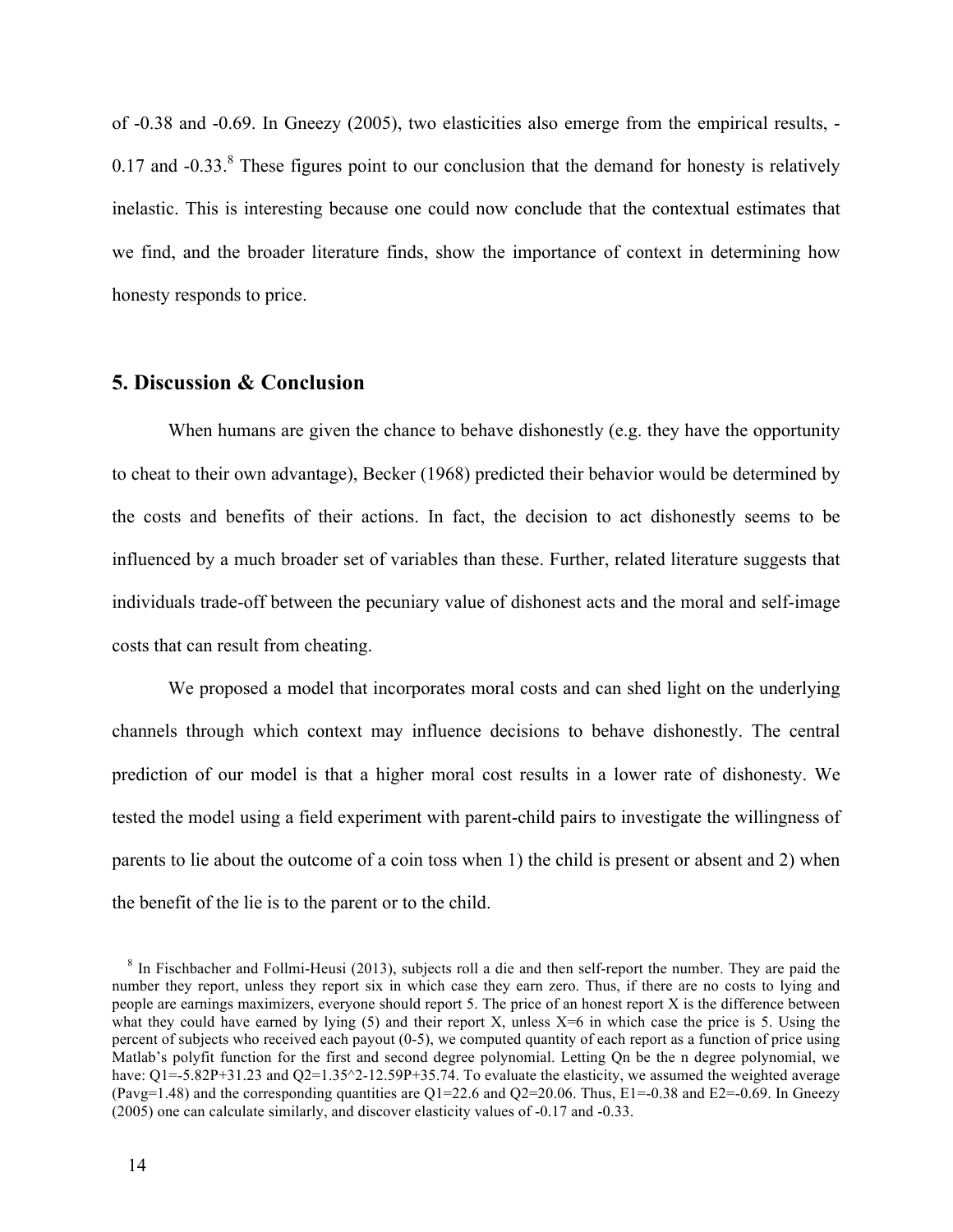of -0.38 and -0.69. In Gneezy (2005), two elasticities also emerge from the empirical results, -0.17 and -0.33.[8] These figures point to our conclusion that the demand for honesty is relatively inelastic. This is interesting because one could now conclude that the contextual estimates that we find, and the broader literature finds, show the importance of context in determining how honesty responds to price.

## 5. Discussion & Conclusion

When humans are given the chance to behave dishonestly (e.g. they have the opportunity to cheat to their own advantage), Becker (1968) predicted their behavior would be determined by the costs and benefits of their actions. In fact, the decision to act dishonestly seems to be influenced by a much broader set of variables than these. Further, related literature suggests that individuals trade-off between the pecuniary value of dishonest acts and the moral and self-image costs that can result from cheating.

We proposed a model that incorporates moral costs and can shed light on the underlying channels through which context may influence decisions to behave dishonestly. The central prediction of our model is that a higher moral cost results in a lower rate of dishonesty. We tested the model using a field experiment with parent-child pairs to investigate the willingness of parents to lie about the outcome of a coin toss when 1) the child is present or absent and 2) when the benefit of the lie is to the parent or to the child.

[8] In Fischbacher and Follmi-Heusi (2013), subjects roll a die and then self-report the number. They are paid the number they report, unless they report six in which case they earn zero. Thus, if there are no costs to lying and people are earnings maximizers, everyone should report 5. The price of an honest report X is the difference between what they could have earned by lying (5) and their report X, unless X=6 in which case the price is 5. Using the percent of subjects who received each payout (0-5), we computed quantity of each report as a function of price using Matlab's polyfit function for the first and second degree polynomial. Letting Qn be the n degree polynomial, we have: Q1=-5.82P+31.23 and Q2=1.35^2-12.59P+35.74. To evaluate the elasticity, we assumed the weighted average (Pavg=1.48) and the corresponding quantities are Q1=22.6 and Q2=20.06. Thus, E1=-0.38 and E2=-0.69. In Gneezy (2005) one can calculate similarly, and discover elasticity values of -0.17 and -0.33.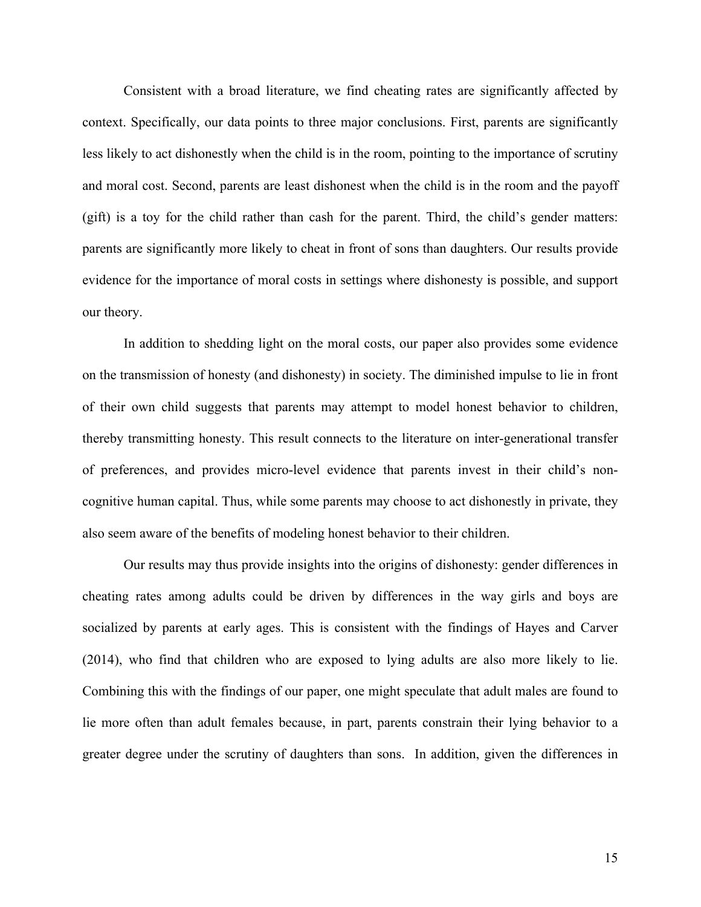Consistent with a broad literature, we find cheating rates are significantly affected by context. Specifically, our data points to three major conclusions. First, parents are significantly less likely to act dishonestly when the child is in the room, pointing to the importance of scrutiny and moral cost. Second, parents are least dishonest when the child is in the room and the payoff (gift) is a toy for the child rather than cash for the parent. Third, the child's gender matters: parents are significantly more likely to cheat in front of sons than daughters. Our results provide evidence for the importance of moral costs in settings where dishonesty is possible, and support our theory.

In addition to shedding light on the moral costs, our paper also provides some evidence on the transmission of honesty (and dishonesty) in society. The diminished impulse to lie in front of their own child suggests that parents may attempt to model honest behavior to children, thereby transmitting honesty. This result connects to the literature on inter-generational transfer of preferences, and provides micro-level evidence that parents invest in their child's non-cognitive human capital. Thus, while some parents may choose to act dishonestly in private, they also seem aware of the benefits of modeling honest behavior to their children.

Our results may thus provide insights into the origins of dishonesty: gender differences in cheating rates among adults could be driven by differences in the way girls and boys are socialized by parents at early ages. This is consistent with the findings of Hayes and Carver (2014), who find that children who are exposed to lying adults are also more likely to lie. Combining this with the findings of our paper, one might speculate that adult males are found to lie more often than adult females because, in part, parents constrain their lying behavior to a greater degree under the scrutiny of daughters than sons. In addition, given the differences in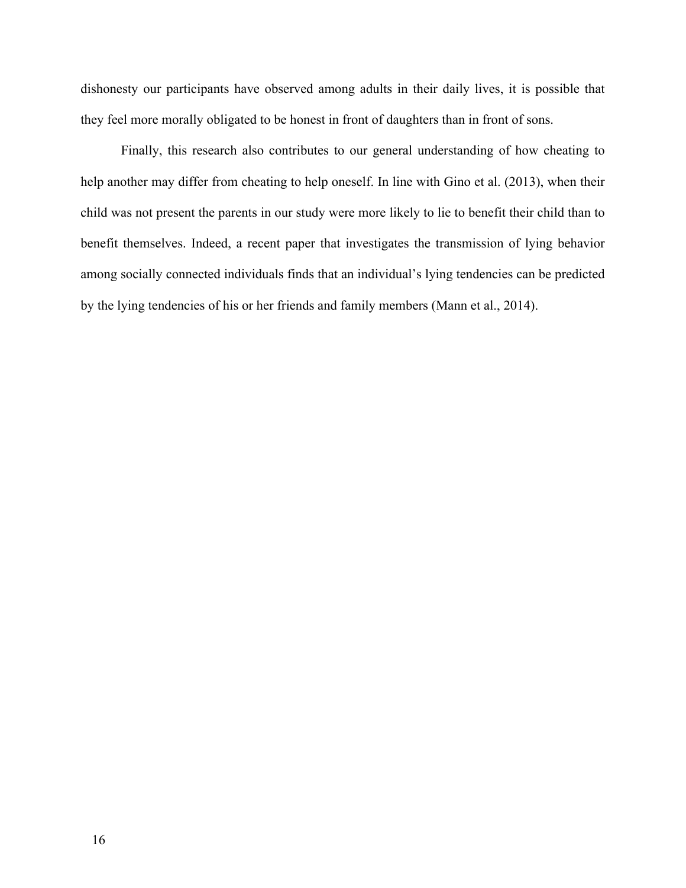dishonesty our participants have observed among adults in their daily lives, it is possible that they feel more morally obligated to be honest in front of daughters than in front of sons.

Finally, this research also contributes to our general understanding of how cheating to help another may differ from cheating to help oneself. In line with Gino et al. (2013), when their child was not present the parents in our study were more likely to lie to benefit their child than to benefit themselves. Indeed, a recent paper that investigates the transmission of lying behavior among socially connected individuals finds that an individual's lying tendencies can be predicted by the lying tendencies of his or her friends and family members (Mann et al., 2014).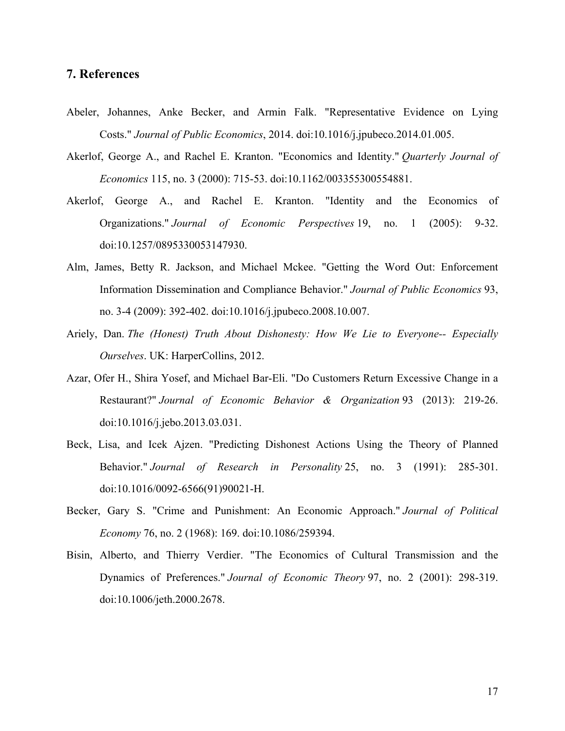## 7. References

Abeler, Johannes, Anke Becker, and Armin Falk. "Representative Evidence on Lying Costs." *Journal of Public Economics*, 2014. doi:10.1016/j.jpubeco.2014.01.005.

Akerlof, George A., and Rachel E. Kranton. "Economics and Identity." *Quarterly Journal of Economics* 115, no. 3 (2000): 715-53. doi:10.1162/003355300554881.

Akerlof, George A., and Rachel E. Kranton. "Identity and the Economics of Organizations." *Journal of Economic Perspectives* 19, no. 1 (2005): 9-32. doi:10.1257/0895330053147930.

Alm, James, Betty R. Jackson, and Michael Mckee. "Getting the Word Out: Enforcement Information Dissemination and Compliance Behavior." *Journal of Public Economics* 93, no. 3-4 (2009): 392-402. doi:10.1016/j.jpubeco.2008.10.007.

Ariely, Dan. *The (Honest) Truth About Dishonesty: How We Lie to Everyone-- Especially Ourselves*. UK: HarperCollins, 2012.

Azar, Ofer H., Shira Yosef, and Michael Bar-Eli. "Do Customers Return Excessive Change in a Restaurant?" *Journal of Economic Behavior & Organization* 93 (2013): 219-26. doi:10.1016/j.jebo.2013.03.031.

Beck, Lisa, and Icek Ajzen. "Predicting Dishonest Actions Using the Theory of Planned Behavior." *Journal of Research in Personality* 25, no. 3 (1991): 285-301. doi:10.1016/0092-6566(91)90021-H.

Becker, Gary S. "Crime and Punishment: An Economic Approach." *Journal of Political Economy* 76, no. 2 (1968): 169. doi:10.1086/259394.

Bisin, Alberto, and Thierry Verdier. "The Economics of Cultural Transmission and the Dynamics of Preferences." *Journal of Economic Theory* 97, no. 2 (2001): 298-319. doi:10.1006/jeth.2000.2678.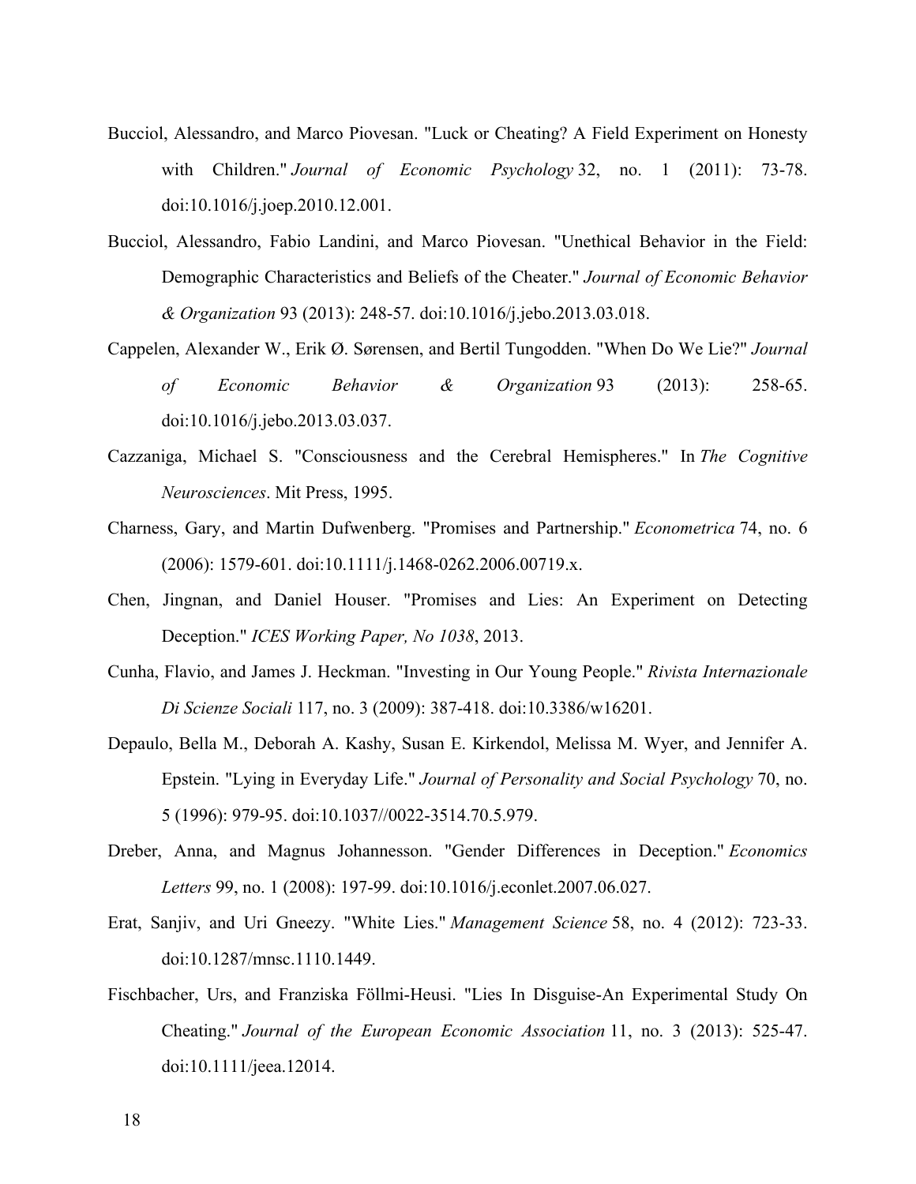Bucciol, Alessandro, and Marco Piovesan. "Luck or Cheating? A Field Experiment on Honesty with Children." *Journal of Economic Psychology* 32, no. 1 (2011): 73-78. doi:10.1016/j.joep.2010.12.001.

Bucciol, Alessandro, Fabio Landini, and Marco Piovesan. "Unethical Behavior in the Field: Demographic Characteristics and Beliefs of the Cheater." *Journal of Economic Behavior & Organization* 93 (2013): 248-57. doi:10.1016/j.jebo.2013.03.018.

Cappelen, Alexander W., Erik Ø. Sørensen, and Bertil Tungodden. "When Do We Lie?" *Journal of Economic Behavior & Organization* 93 (2013): 258-65. doi:10.1016/j.jebo.2013.03.037.

Cazzaniga, Michael S. "Consciousness and the Cerebral Hemispheres." In *The Cognitive Neurosciences*. Mit Press, 1995.

Charness, Gary, and Martin Dufwenberg. "Promises and Partnership." *Econometrica* 74, no. 6 (2006): 1579-601. doi:10.1111/j.1468-0262.2006.00719.x.

Chen, Jingnan, and Daniel Houser. "Promises and Lies: An Experiment on Detecting Deception." *ICES Working Paper, No 1038*, 2013.

Cunha, Flavio, and James J. Heckman. "Investing in Our Young People." *Rivista Internazionale Di Scienze Sociali* 117, no. 3 (2009): 387-418. doi:10.3386/w16201.

Depaulo, Bella M., Deborah A. Kashy, Susan E. Kirkendol, Melissa M. Wyer, and Jennifer A. Epstein. "Lying in Everyday Life." *Journal of Personality and Social Psychology* 70, no. 5 (1996): 979-95. doi:10.1037//0022-3514.70.5.979.

Dreber, Anna, and Magnus Johannesson. "Gender Differences in Deception." *Economics Letters* 99, no. 1 (2008): 197-99. doi:10.1016/j.econlet.2007.06.027.

Erat, Sanjiv, and Uri Gneezy. "White Lies." *Management Science* 58, no. 4 (2012): 723-33. doi:10.1287/mnsc.1110.1449.

Fischbacher, Urs, and Franziska Föllmi-Heusi. "Lies In Disguise-An Experimental Study On Cheating." *Journal of the European Economic Association* 11, no. 3 (2013): 525-47. doi:10.1111/jeea.12014.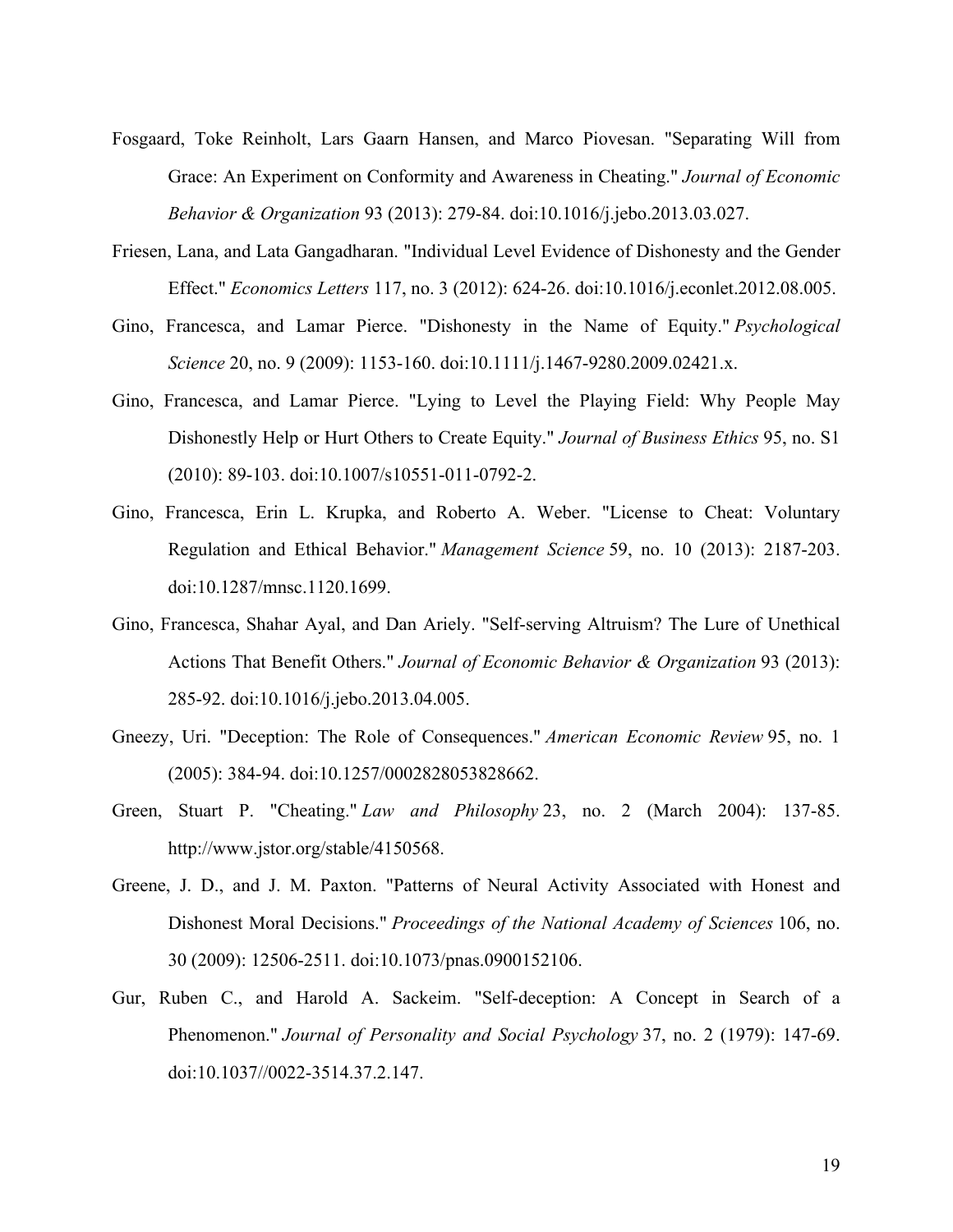Fosgaard, Toke Reinholt, Lars Gaarn Hansen, and Marco Piovesan. "Separating Will from Grace: An Experiment on Conformity and Awareness in Cheating." *Journal of Economic Behavior & Organization* 93 (2013): 279-84. doi:10.1016/j.jebo.2013.03.027.

Friesen, Lana, and Lata Gangadharan. "Individual Level Evidence of Dishonesty and the Gender Effect." *Economics Letters* 117, no. 3 (2012): 624-26. doi:10.1016/j.econlet.2012.08.005.

Gino, Francesca, and Lamar Pierce. "Dishonesty in the Name of Equity." *Psychological Science* 20, no. 9 (2009): 1153-160. doi:10.1111/j.1467-9280.2009.02421.x.

Gino, Francesca, and Lamar Pierce. "Lying to Level the Playing Field: Why People May Dishonestly Help or Hurt Others to Create Equity." *Journal of Business Ethics* 95, no. S1 (2010): 89-103. doi:10.1007/s10551-011-0792-2.

Gino, Francesca, Erin L. Krupka, and Roberto A. Weber. "License to Cheat: Voluntary Regulation and Ethical Behavior." *Management Science* 59, no. 10 (2013): 2187-203. doi:10.1287/mnsc.1120.1699.

Gino, Francesca, Shahar Ayal, and Dan Ariely. "Self-serving Altruism? The Lure of Unethical Actions That Benefit Others." *Journal of Economic Behavior & Organization* 93 (2013): 285-92. doi:10.1016/j.jebo.2013.04.005.

Gneezy, Uri. "Deception: The Role of Consequences." *American Economic Review* 95, no. 1 (2005): 384-94. doi:10.1257/0002828053828662.

Green, Stuart P. "Cheating." *Law and Philosophy* 23, no. 2 (March 2004): 137-85. http://www.jstor.org/stable/4150568.

Greene, J. D., and J. M. Paxton. "Patterns of Neural Activity Associated with Honest and Dishonest Moral Decisions." *Proceedings of the National Academy of Sciences* 106, no. 30 (2009): 12506-2511. doi:10.1073/pnas.0900152106.

Gur, Ruben C., and Harold A. Sackeim. "Self-deception: A Concept in Search of a Phenomenon." *Journal of Personality and Social Psychology* 37, no. 2 (1979): 147-69. doi:10.1037//0022-3514.37.2.147.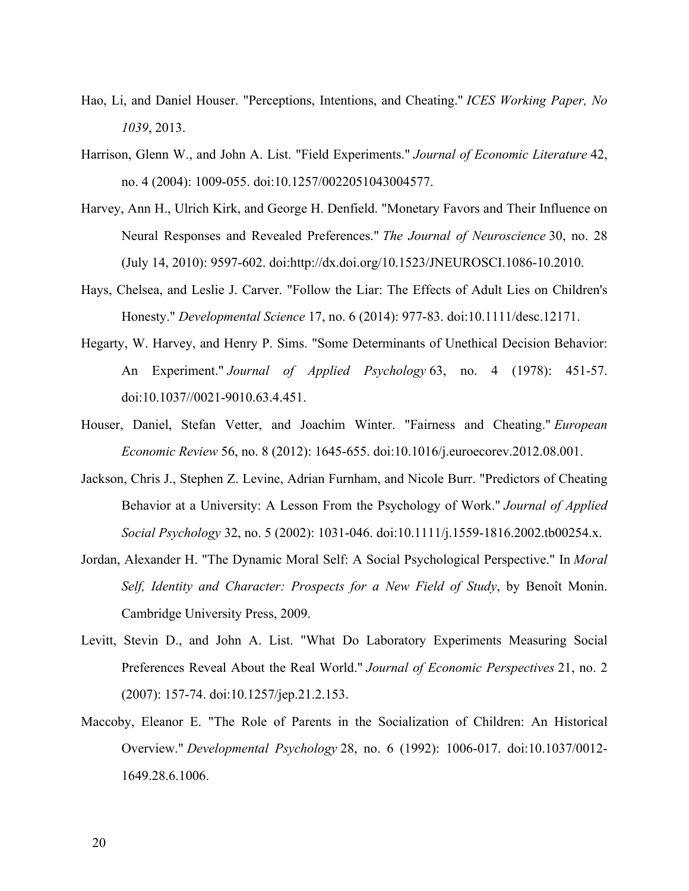Hao, Li, and Daniel Houser. "Perceptions, Intentions, and Cheating." *ICES Working Paper, No 1039*, 2013.

Harrison, Glenn W., and John A. List. "Field Experiments." *Journal of Economic Literature* 42, no. 4 (2004): 1009-055. doi:10.1257/0022051043004577.

Harvey, Ann H., Ulrich Kirk, and George H. Denfield. "Monetary Favors and Their Influence on Neural Responses and Revealed Preferences." *The Journal of Neuroscience* 30, no. 28 (July 14, 2010): 9597-602. doi:http://dx.doi.org/10.1523/JNEUROSCI.1086-10.2010.

Hays, Chelsea, and Leslie J. Carver. "Follow the Liar: The Effects of Adult Lies on Children's Honesty." *Developmental Science* 17, no. 6 (2014): 977-83. doi:10.1111/desc.12171.

Hegarty, W. Harvey, and Henry P. Sims. "Some Determinants of Unethical Decision Behavior: An Experiment." *Journal of Applied Psychology* 63, no. 4 (1978): 451-57. doi:10.1037//0021-9010.63.4.451.

Houser, Daniel, Stefan Vetter, and Joachim Winter. "Fairness and Cheating." *European Economic Review* 56, no. 8 (2012): 1645-655. doi:10.1016/j.euroecorev.2012.08.001.

Jackson, Chris J., Stephen Z. Levine, Adrian Furnham, and Nicole Burr. "Predictors of Cheating Behavior at a University: A Lesson From the Psychology of Work." *Journal of Applied Social Psychology* 32, no. 5 (2002): 1031-046. doi:10.1111/j.1559-1816.2002.tb00254.x.

Jordan, Alexander H. "The Dynamic Moral Self: A Social Psychological Perspective." In *Moral Self, Identity and Character: Prospects for a New Field of Study*, by Benoît Monin. Cambridge University Press, 2009.

Levitt, Stevin D., and John A. List. "What Do Laboratory Experiments Measuring Social Preferences Reveal About the Real World." *Journal of Economic Perspectives* 21, no. 2 (2007): 157-74. doi:10.1257/jep.21.2.153.

Maccoby, Eleanor E. "The Role of Parents in the Socialization of Children: An Historical Overview." *Developmental Psychology* 28, no. 6 (1992): 1006-017. doi:10.1037/0012-1649.28.6.1006.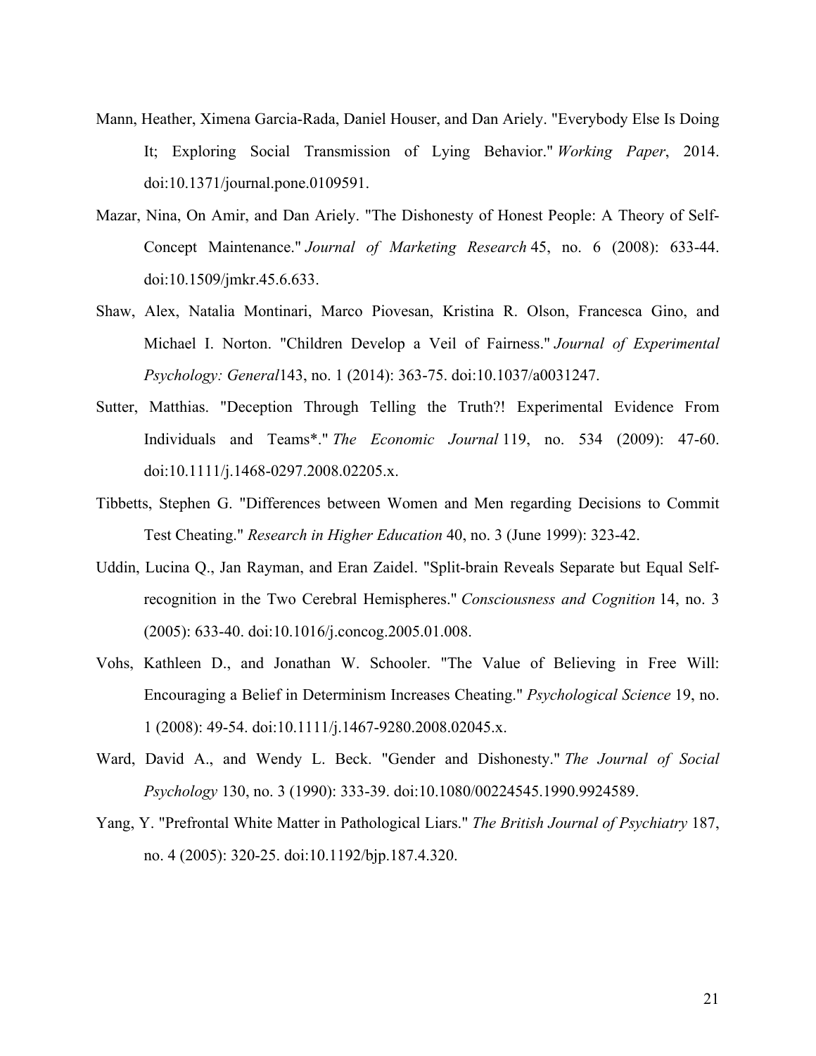Mann, Heather, Ximena Garcia-Rada, Daniel Houser, and Dan Ariely. "Everybody Else Is Doing It; Exploring Social Transmission of Lying Behavior." *Working Paper*, 2014. doi:10.1371/journal.pone.0109591.

Mazar, Nina, On Amir, and Dan Ariely. "The Dishonesty of Honest People: A Theory of Self-Concept Maintenance." *Journal of Marketing Research* 45, no. 6 (2008): 633-44. doi:10.1509/jmkr.45.6.633.

Shaw, Alex, Natalia Montinari, Marco Piovesan, Kristina R. Olson, Francesca Gino, and Michael I. Norton. "Children Develop a Veil of Fairness." *Journal of Experimental Psychology: General*143, no. 1 (2014): 363-75. doi:10.1037/a0031247.

Sutter, Matthias. "Deception Through Telling the Truth?! Experimental Evidence From Individuals and Teams*." *The Economic Journal* 119, no. 534 (2009): 47-60. doi:10.1111/j.1468-0297.2008.02205.x.

Tibbetts, Stephen G. "Differences between Women and Men regarding Decisions to Commit Test Cheating." *Research in Higher Education* 40, no. 3 (June 1999): 323-42.

Uddin, Lucina Q., Jan Rayman, and Eran Zaidel. "Split-brain Reveals Separate but Equal Self-recognition in the Two Cerebral Hemispheres." *Consciousness and Cognition* 14, no. 3 (2005): 633-40. doi:10.1016/j.concog.2005.01.008.

Vohs, Kathleen D., and Jonathan W. Schooler. "The Value of Believing in Free Will: Encouraging a Belief in Determinism Increases Cheating." *Psychological Science* 19, no. 1 (2008): 49-54. doi:10.1111/j.1467-9280.2008.02045.x.

Ward, David A., and Wendy L. Beck. "Gender and Dishonesty." *The Journal of Social Psychology* 130, no. 3 (1990): 333-39. doi:10.1080/00224545.1990.9924589.

Yang, Y. "Prefrontal White Matter in Pathological Liars." *The British Journal of Psychiatry* 187, no. 4 (2005): 320-25. doi:10.1192/bjp.187.4.320.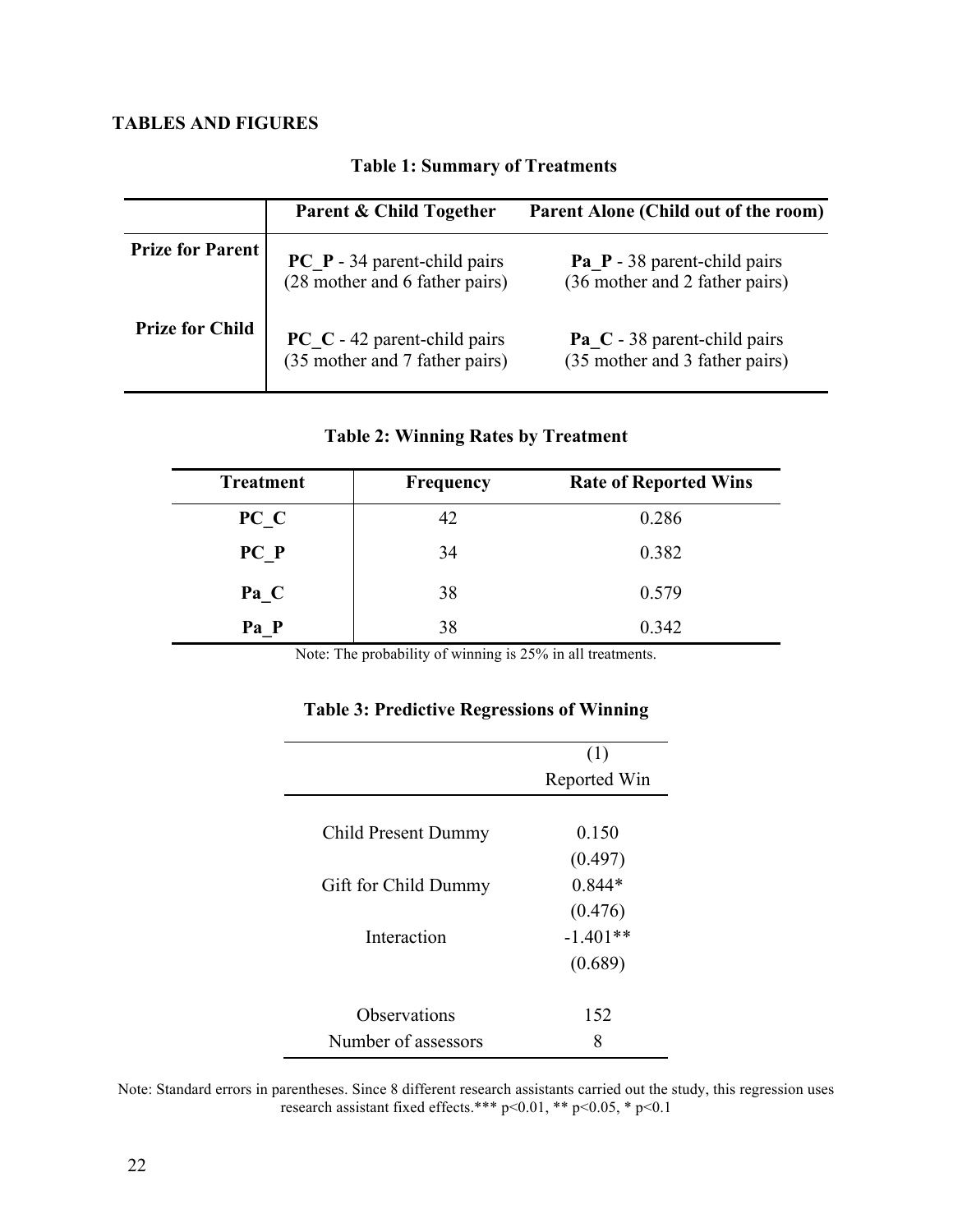## TABLES AND FIGURES

**Table 1: Summary of Treatments**

| | Parent & Child Together | Parent Alone (Child out of the room) |
|---|---|---|
| **Prize for Parent** | **PC_P** - 34 parent-child pairs (28 mother and 6 father pairs) | **Pa_P** - 38 parent-child pairs (36 mother and 2 father pairs) |
| **Prize for Child** | **PC_C** - 42 parent-child pairs (35 mother and 7 father pairs) | **Pa_C** - 38 parent-child pairs (35 mother and 3 father pairs) |

**Table 2: Winning Rates by Treatment**

| Treatment | Frequency | Rate of Reported Wins |
|---|---|---|
| **PC_C** | 42 | 0.286 |
| **PC_P** | 34 | 0.382 |
| **Pa_C** | 38 | 0.579 |
| **Pa_P** | 38 | 0.342 |

Note: The probability of winning is 25% in all treatments.

**Table 3: Predictive Regressions of Winning**

| | (1) Reported Win |
|---|---|
| Child Present Dummy | 0.150 |
| | (0.497) |
| Gift for Child Dummy | 0.844* |
| | (0.476) |
| Interaction | -1.401** |
| | (0.689) |
| Observations | 152 |
| Number of assessors | 8 |

Note: Standard errors in parentheses. Since 8 different research assistants carried out the study, this regression uses research assistant fixed effects.*** $p<0.01$, ** $p<0.05$, * $p<0.1$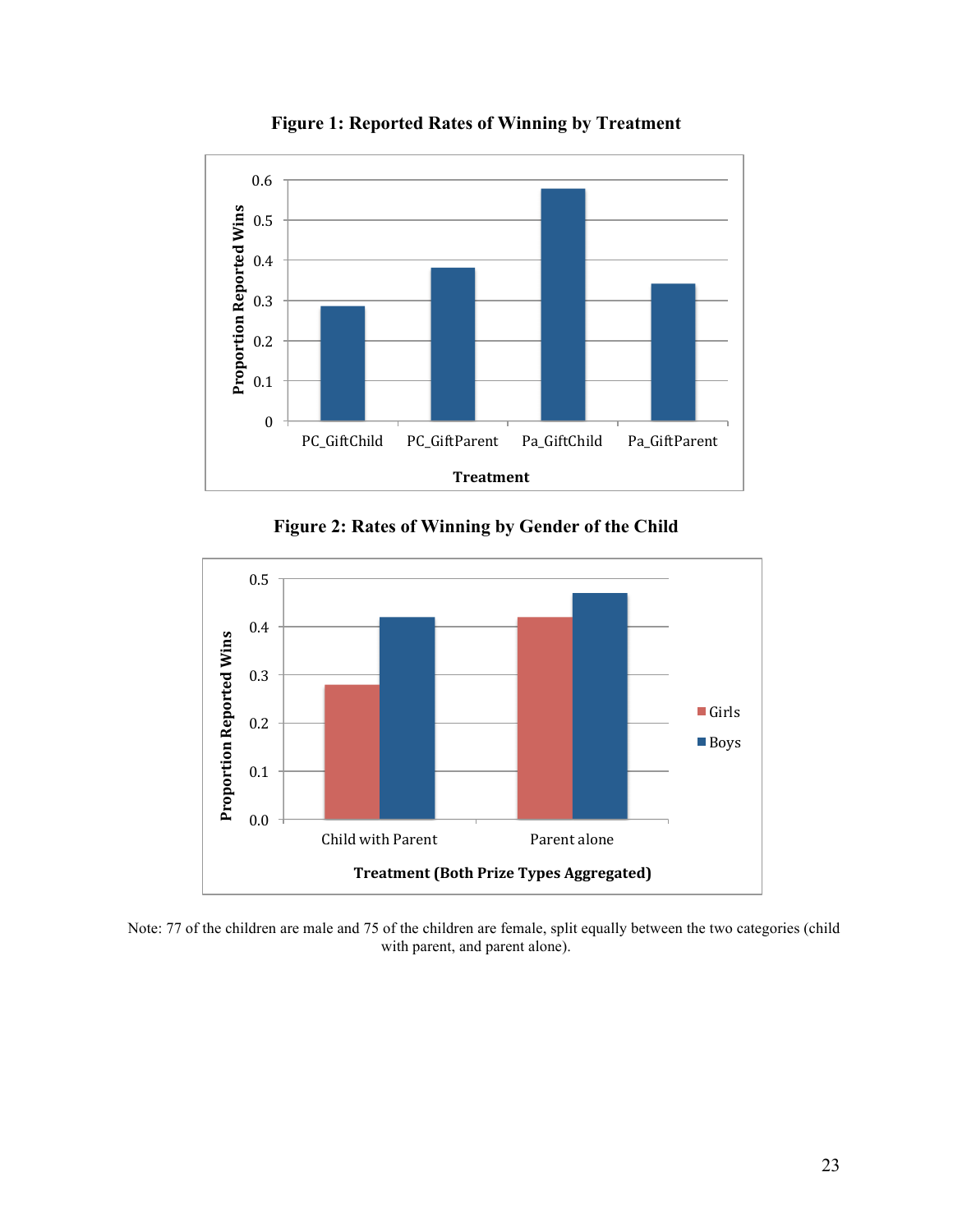**Figure 1: Reported Rates of Winning by Treatment**

**Figure 2: Rates of Winning by Gender of the Child**

Note: 77 of the children are male and 75 of the children are female, split equally between the two categories (child with parent, and parent alone).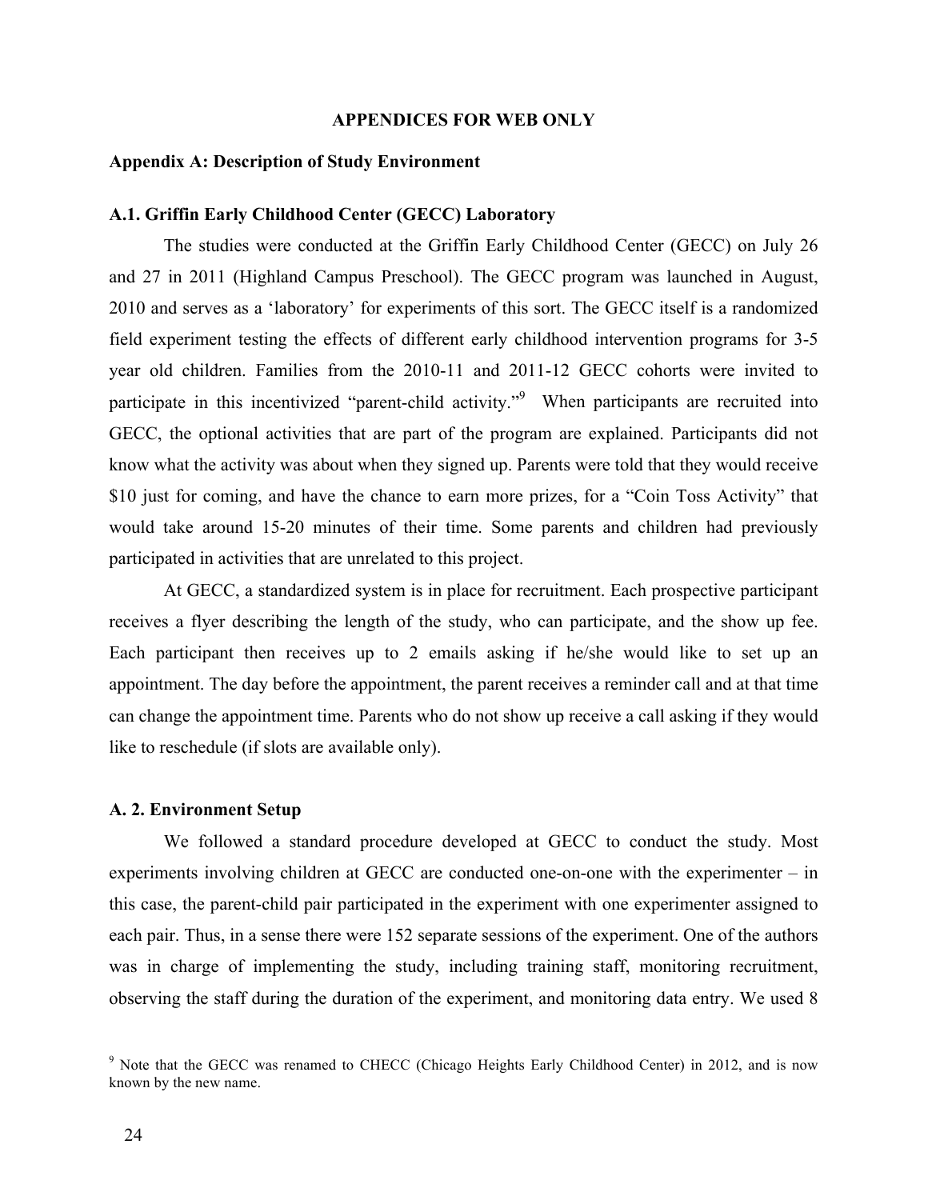## APPENDICES FOR WEB ONLY

### Appendix A: Description of Study Environment

#### A.1. Griffin Early Childhood Center (GECC) Laboratory

The studies were conducted at the Griffin Early Childhood Center (GECC) on July 26 and 27 in 2011 (Highland Campus Preschool). The GECC program was launched in August, 2010 and serves as a 'laboratory' for experiments of this sort. The GECC itself is a randomized field experiment testing the effects of different early childhood intervention programs for 3-5 year old children. Families from the 2010-11 and 2011-12 GECC cohorts were invited to participate in this incentivized "parent-child activity."[9] When participants are recruited into GECC, the optional activities that are part of the program are explained. Participants did not know what the activity was about when they signed up. Parents were told that they would receive $10 just for coming, and have the chance to earn more prizes, for a "Coin Toss Activity" that would take around 15-20 minutes of their time. Some parents and children had previously participated in activities that are unrelated to this project.

At GECC, a standardized system is in place for recruitment. Each prospective participant receives a flyer describing the length of the study, who can participate, and the show up fee. Each participant then receives up to 2 emails asking if he/she would like to set up an appointment. The day before the appointment, the parent receives a reminder call and at that time can change the appointment time. Parents who do not show up receive a call asking if they would like to reschedule (if slots are available only).

#### A. 2. Environment Setup

We followed a standard procedure developed at GECC to conduct the study. Most experiments involving children at GECC are conducted one-on-one with the experimenter – in this case, the parent-child pair participated in the experiment with one experimenter assigned to each pair. Thus, in a sense there were 152 separate sessions of the experiment. One of the authors was in charge of implementing the study, including training staff, monitoring recruitment, observing the staff during the duration of the experiment, and monitoring data entry. We used 8

[9] Note that the GECC was renamed to CHECC (Chicago Heights Early Childhood Center) in 2012, and is now known by the new name.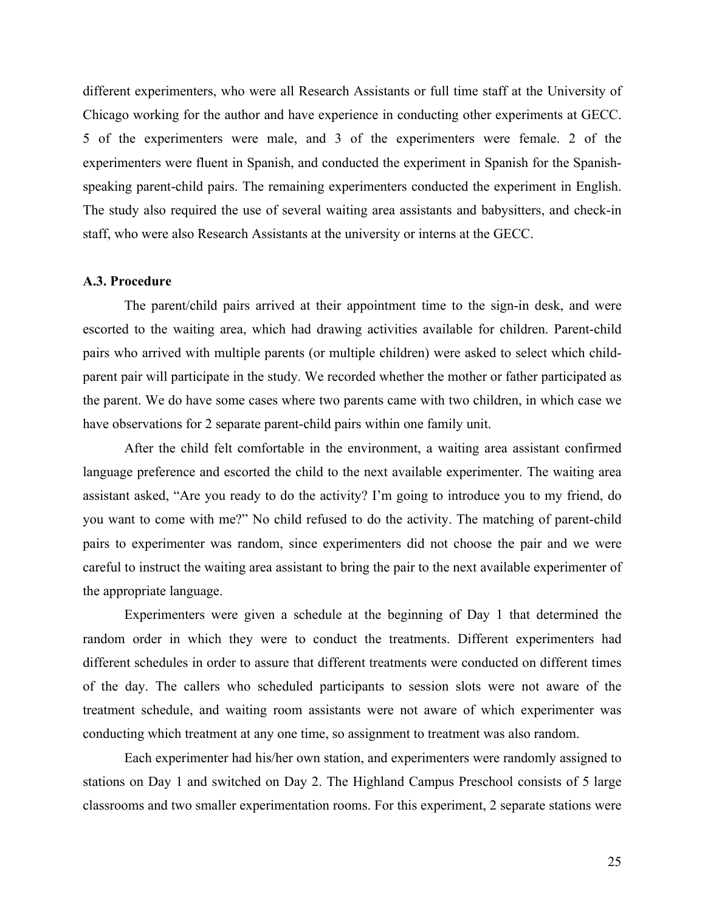different experimenters, who were all Research Assistants or full time staff at the University of Chicago working for the author and have experience in conducting other experiments at GECC. 5 of the experimenters were male, and 3 of the experimenters were female. 2 of the experimenters were fluent in Spanish, and conducted the experiment in Spanish for the Spanish-speaking parent-child pairs. The remaining experimenters conducted the experiment in English. The study also required the use of several waiting area assistants and babysitters, and check-in staff, who were also Research Assistants at the university or interns at the GECC.

### A.3. Procedure

The parent/child pairs arrived at their appointment time to the sign-in desk, and were escorted to the waiting area, which had drawing activities available for children. Parent-child pairs who arrived with multiple parents (or multiple children) were asked to select which child-parent pair will participate in the study. We recorded whether the mother or father participated as the parent. We do have some cases where two parents came with two children, in which case we have observations for 2 separate parent-child pairs within one family unit.

After the child felt comfortable in the environment, a waiting area assistant confirmed language preference and escorted the child to the next available experimenter. The waiting area assistant asked, "Are you ready to do the activity? I'm going to introduce you to my friend, do you want to come with me?" No child refused to do the activity. The matching of parent-child pairs to experimenter was random, since experimenters did not choose the pair and we were careful to instruct the waiting area assistant to bring the pair to the next available experimenter of the appropriate language.

Experimenters were given a schedule at the beginning of Day 1 that determined the random order in which they were to conduct the treatments. Different experimenters had different schedules in order to assure that different treatments were conducted on different times of the day. The callers who scheduled participants to session slots were not aware of the treatment schedule, and waiting room assistants were not aware of which experimenter was conducting which treatment at any one time, so assignment to treatment was also random.

Each experimenter had his/her own station, and experimenters were randomly assigned to stations on Day 1 and switched on Day 2. The Highland Campus Preschool consists of 5 large classrooms and two smaller experimentation rooms. For this experiment, 2 separate stations were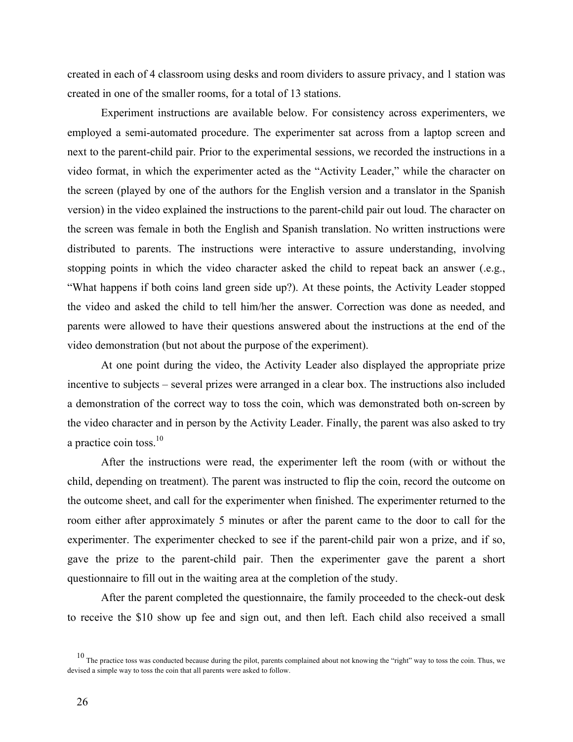created in each of 4 classroom using desks and room dividers to assure privacy, and 1 station was created in one of the smaller rooms, for a total of 13 stations.

Experiment instructions are available below. For consistency across experimenters, we employed a semi-automated procedure. The experimenter sat across from a laptop screen and next to the parent-child pair. Prior to the experimental sessions, we recorded the instructions in a video format, in which the experimenter acted as the "Activity Leader," while the character on the screen (played by one of the authors for the English version and a translator in the Spanish version) in the video explained the instructions to the parent-child pair out loud. The character on the screen was female in both the English and Spanish translation. No written instructions were distributed to parents. The instructions were interactive to assure understanding, involving stopping points in which the video character asked the child to repeat back an answer (.e.g., "What happens if both coins land green side up?). At these points, the Activity Leader stopped the video and asked the child to tell him/her the answer. Correction was done as needed, and parents were allowed to have their questions answered about the instructions at the end of the video demonstration (but not about the purpose of the experiment).

At one point during the video, the Activity Leader also displayed the appropriate prize incentive to subjects – several prizes were arranged in a clear box. The instructions also included a demonstration of the correct way to toss the coin, which was demonstrated both on-screen by the video character and in person by the Activity Leader. Finally, the parent was also asked to try a practice coin toss.[10]

After the instructions were read, the experimenter left the room (with or without the child, depending on treatment). The parent was instructed to flip the coin, record the outcome on the outcome sheet, and call for the experimenter when finished. The experimenter returned to the room either after approximately 5 minutes or after the parent came to the door to call for the experimenter. The experimenter checked to see if the parent-child pair won a prize, and if so, gave the prize to the parent-child pair. Then the experimenter gave the parent a short questionnaire to fill out in the waiting area at the completion of the study.

After the parent completed the questionnaire, the family proceeded to the check-out desk to receive the $10 show up fee and sign out, and then left. Each child also received a small

[10] The practice toss was conducted because during the pilot, parents complained about not knowing the "right" way to toss the coin. Thus, we devised a simple way to toss the coin that all parents were asked to follow.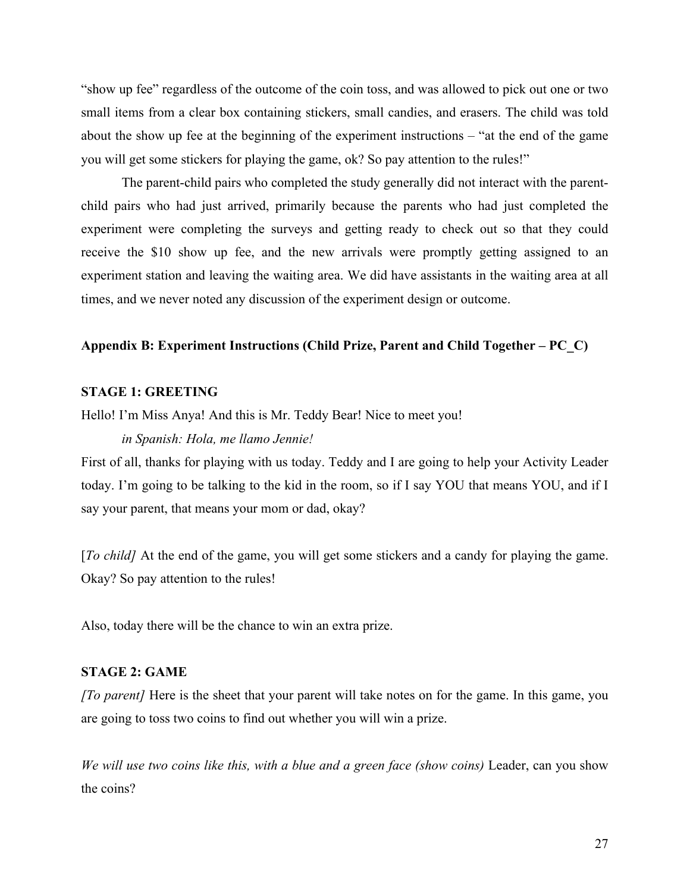"show up fee" regardless of the outcome of the coin toss, and was allowed to pick out one or two small items from a clear box containing stickers, small candies, and erasers. The child was told about the show up fee at the beginning of the experiment instructions – "at the end of the game you will get some stickers for playing the game, ok? So pay attention to the rules!"

The parent-child pairs who completed the study generally did not interact with the parent-child pairs who had just arrived, primarily because the parents who had just completed the experiment were completing the surveys and getting ready to check out so that they could receive the $10 show up fee, and the new arrivals were promptly getting assigned to an experiment station and leaving the waiting area. We did have assistants in the waiting area at all times, and we never noted any discussion of the experiment design or outcome.

## Appendix B: Experiment Instructions (Child Prize, Parent and Child Together – PC_C)

### STAGE 1: GREETING

Hello! I'm Miss Anya! And this is Mr. Teddy Bear! Nice to meet you!

*in Spanish: Hola, me llamo Jennie!*

First of all, thanks for playing with us today. Teddy and I are going to help your Activity Leader today. I'm going to be talking to the kid in the room, so if I say YOU that means YOU, and if I say your parent, that means your mom or dad, okay?

[*To child]* At the end of the game, you will get some stickers and a candy for playing the game. Okay? So pay attention to the rules!

Also, today there will be the chance to win an extra prize.

### STAGE 2: GAME

*[To parent]* Here is the sheet that your parent will take notes on for the game. In this game, you are going to toss two coins to find out whether you will win a prize.

*We will use two coins like this, with a blue and a green face (show coins)* Leader, can you show the coins?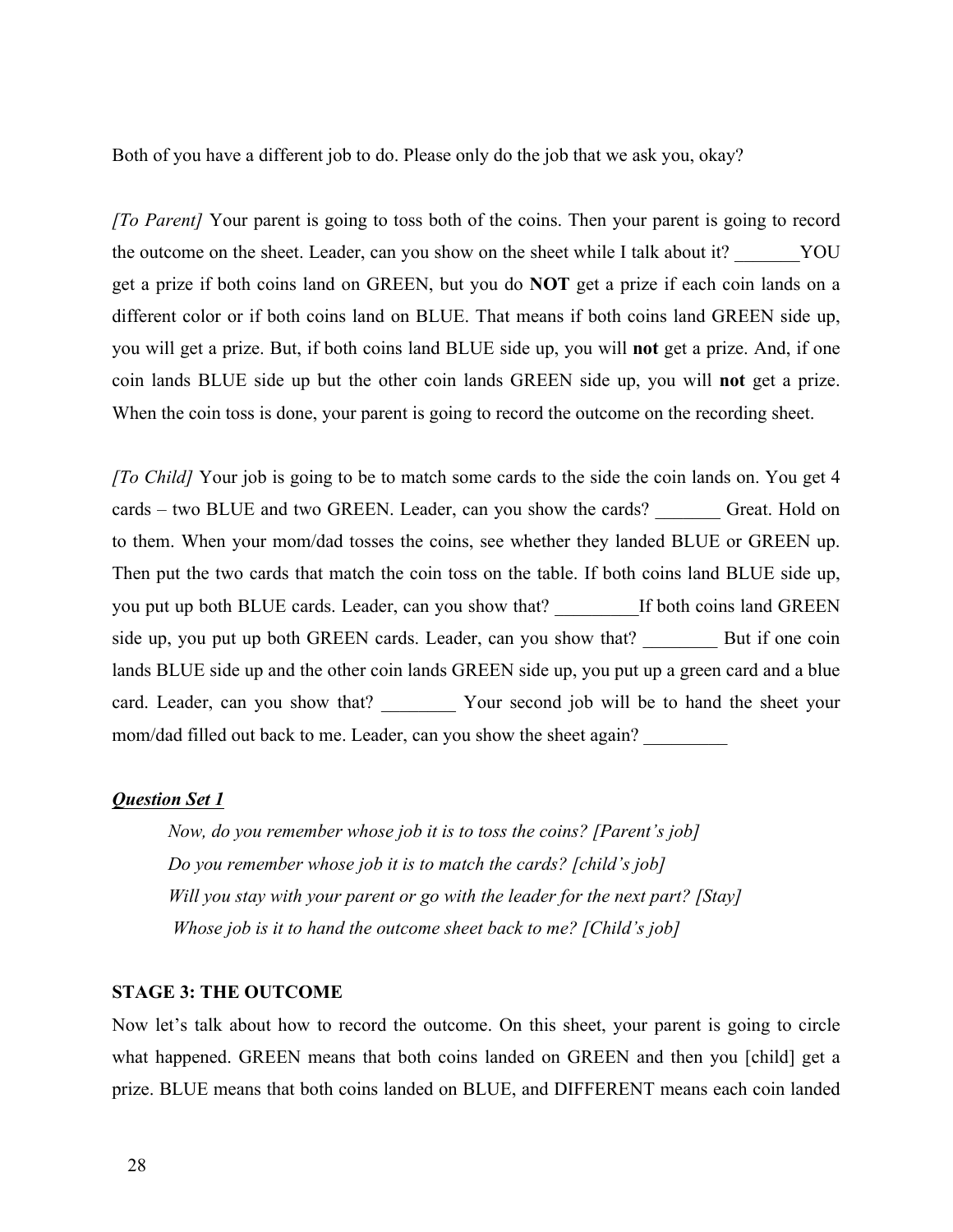Both of you have a different job to do. Please only do the job that we ask you, okay?

*[To Parent]* Your parent is going to toss both of the coins. Then your parent is going to record the outcome on the sheet. Leader, can you show on the sheet while I talk about it? _______YOU get a prize if both coins land on GREEN, but you do **NOT** get a prize if each coin lands on a different color or if both coins land on BLUE. That means if both coins land GREEN side up, you will get a prize. But, if both coins land BLUE side up, you will **not** get a prize. And, if one coin lands BLUE side up but the other coin lands GREEN side up, you will **not** get a prize. When the coin toss is done, your parent is going to record the outcome on the recording sheet.

*[To Child]* Your job is going to be to match some cards to the side the coin lands on. You get 4 cards – two BLUE and two GREEN. Leader, can you show the cards? _______ Great. Hold on to them. When your mom/dad tosses the coins, see whether they landed BLUE or GREEN up. Then put the two cards that match the coin toss on the table. If both coins land BLUE side up, you put up both BLUE cards. Leader, can you show that? _________If both coins land GREEN side up, you put up both GREEN cards. Leader, can you show that? ________ But if one coin lands BLUE side up and the other coin lands GREEN side up, you put up a green card and a blue card. Leader, can you show that? ________ Your second job will be to hand the sheet your mom/dad filled out back to me. Leader, can you show the sheet again? _________

***Question Set 1***

> *Now, do you remember whose job it is to toss the coins? [Parent's job]*
> *Do you remember whose job it is to match the cards? [child's job]*
> *Will you stay with your parent or go with the leader for the next part? [Stay]*
> *Whose job is it to hand the outcome sheet back to me? [Child's job]*

**STAGE 3: THE OUTCOME**

Now let's talk about how to record the outcome. On this sheet, your parent is going to circle what happened. GREEN means that both coins landed on GREEN and then you [child] get a prize. BLUE means that both coins landed on BLUE, and DIFFERENT means each coin landed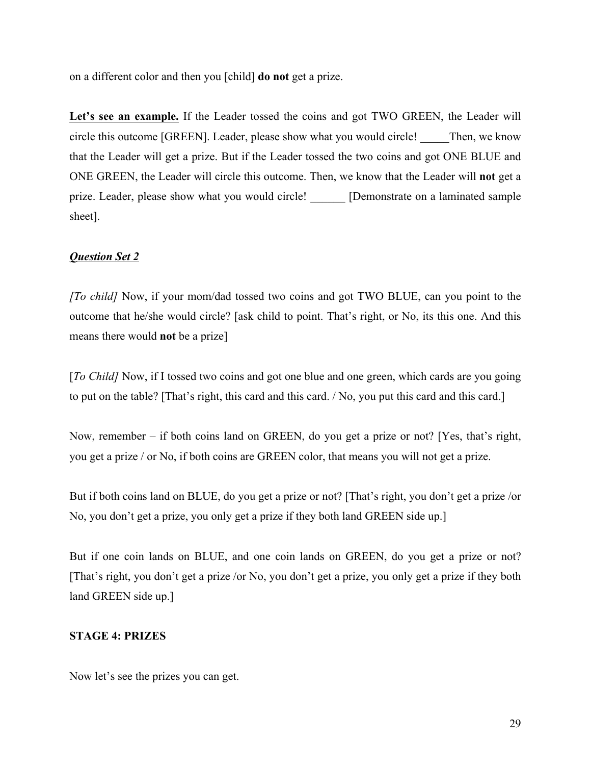on a different color and then you [child] **do not** get a prize.

**Let's see an example.** If the Leader tossed the coins and got TWO GREEN, the Leader will circle this outcome [GREEN]. Leader, please show what you would circle! _____Then, we know that the Leader will get a prize. But if the Leader tossed the two coins and got ONE BLUE and ONE GREEN, the Leader will circle this outcome. Then, we know that the Leader will **not** get a prize. Leader, please show what you would circle! ______ [Demonstrate on a laminated sample sheet].

***Question Set 2***

*[To child]* Now, if your mom/dad tossed two coins and got TWO BLUE, can you point to the outcome that he/she would circle? [ask child to point. That's right, or No, its this one. And this means there would **not** be a prize]

[*To Child]* Now, if I tossed two coins and got one blue and one green, which cards are you going to put on the table? [That's right, this card and this card. / No, you put this card and this card.]

Now, remember – if both coins land on GREEN, do you get a prize or not? [Yes, that's right, you get a prize / or No, if both coins are GREEN color, that means you will not get a prize.

But if both coins land on BLUE, do you get a prize or not? [That's right, you don't get a prize /or No, you don't get a prize, you only get a prize if they both land GREEN side up.]

But if one coin lands on BLUE, and one coin lands on GREEN, do you get a prize or not? [That's right, you don't get a prize /or No, you don't get a prize, you only get a prize if they both land GREEN side up.]

**STAGE 4: PRIZES**

Now let's see the prizes you can get.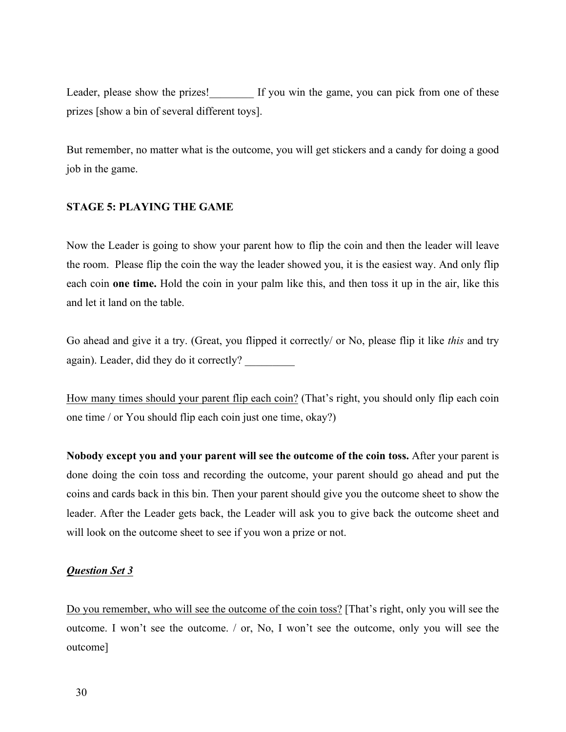Leader, please show the prizes!________ If you win the game, you can pick from one of these prizes [show a bin of several different toys].

But remember, no matter what is the outcome, you will get stickers and a candy for doing a good job in the game.

**STAGE 5: PLAYING THE GAME**

Now the Leader is going to show your parent how to flip the coin and then the leader will leave the room. Please flip the coin the way the leader showed you, it is the easiest way. And only flip each coin **one time.** Hold the coin in your palm like this, and then toss it up in the air, like this and let it land on the table.

Go ahead and give it a try. (Great, you flipped it correctly/ or No, please flip it like *this* and try again). Leader, did they do it correctly? _________

<u>How many times should your parent flip each coin?</u> (That's right, you should only flip each coin one time / or You should flip each coin just one time, okay?)

**Nobody except you and your parent will see the outcome of the coin toss.** After your parent is done doing the coin toss and recording the outcome, your parent should go ahead and put the coins and cards back in this bin. Then your parent should give you the outcome sheet to show the leader. After the Leader gets back, the Leader will ask you to give back the outcome sheet and will look on the outcome sheet to see if you won a prize or not.

***<u>Question Set 3</u>***

<u>Do you remember, who will see the outcome of the coin toss?</u> [That's right, only you will see the outcome. I won't see the outcome. / or, No, I won't see the outcome, only you will see the outcome]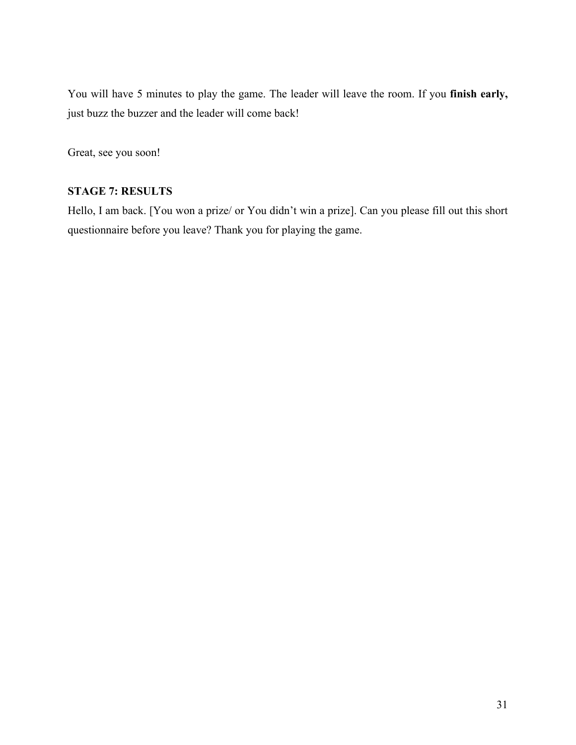You will have 5 minutes to play the game. The leader will leave the room. If you **finish early,** just buzz the buzzer and the leader will come back!

Great, see you soon!

**STAGE 7: RESULTS**

Hello, I am back. [You won a prize/ or You didn't win a prize]. Can you please fill out this short questionnaire before you leave? Thank you for playing the game.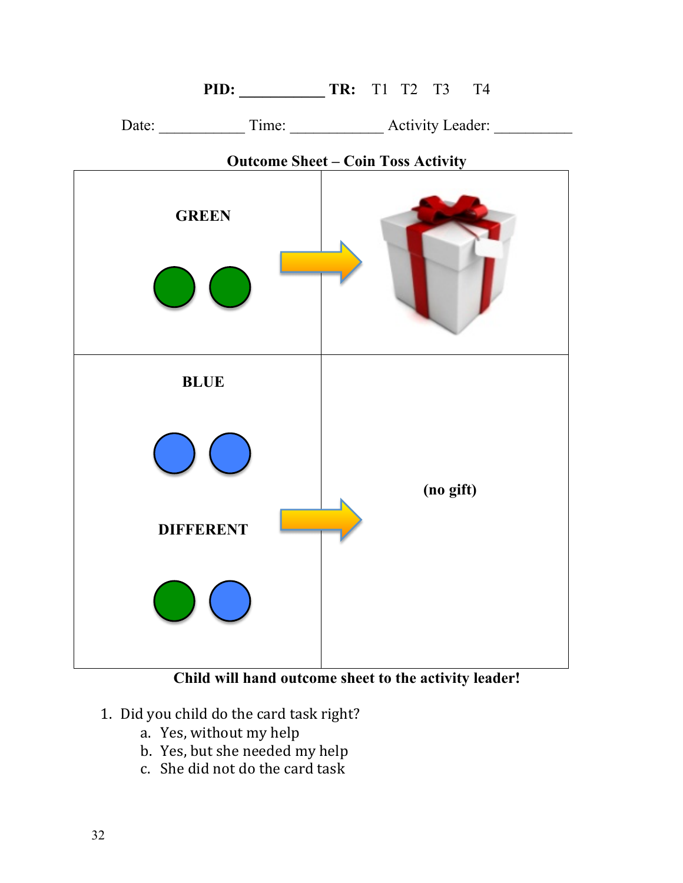**PID:** ___________ **TR:** T1 T2 T3 T4

Date: ___________ Time: ____________ Activity Leader: __________

**Outcome Sheet – Coin Toss Activity**

| | |
|---|---|
| **GREEN** | |
| **BLUE** **DIFFERENT** | **(no gift)** |

**Child will hand outcome sheet to the activity leader!**

1. Did you child do the card task right?
    a. Yes, without my help
    b. Yes, but she needed my help
    c. She did not do the card task